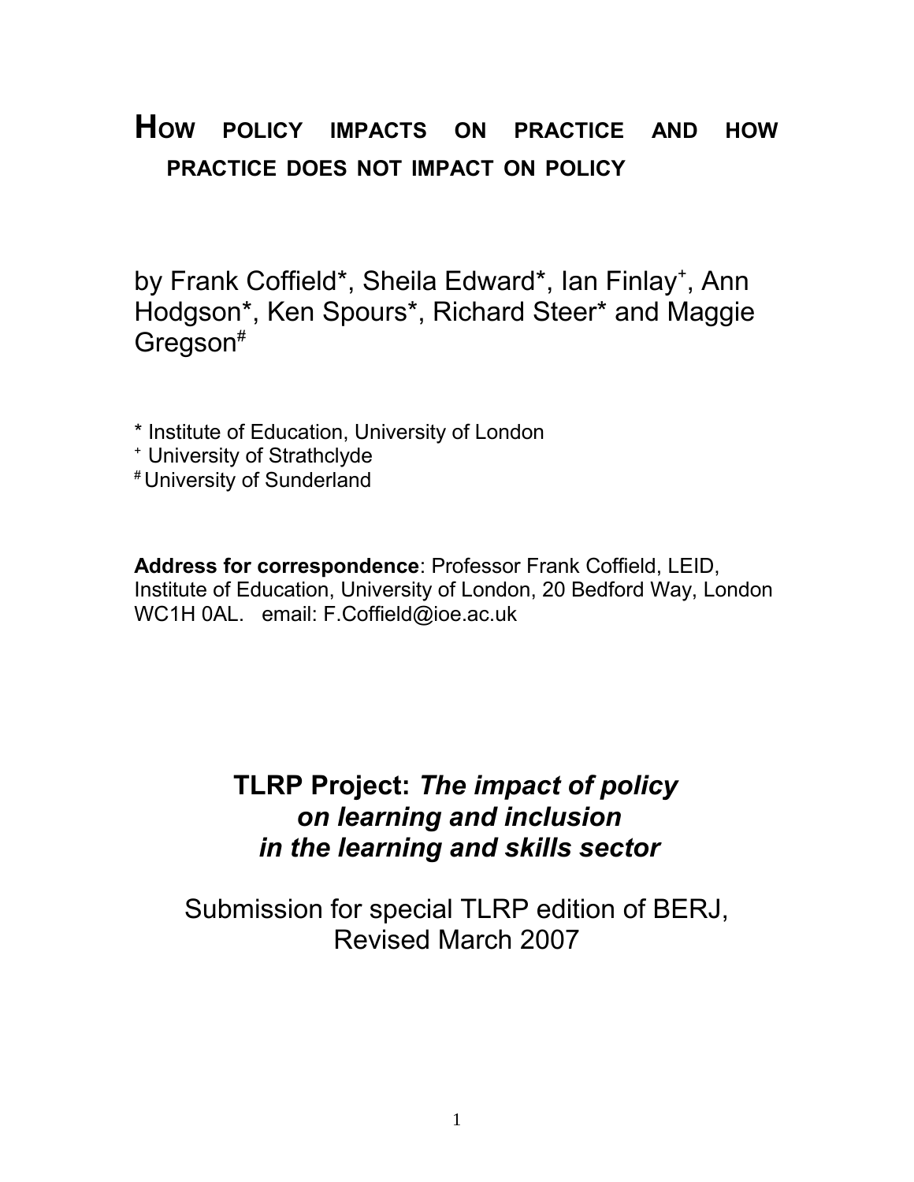# HOW POLICY IMPACTS ON PRACTICE AND HOW PRACTICE DOES NOT IMPACT ON POLICY

by Frank Coffield*, Sheila Edward*, Ian Finlay[+], Ann Hodgson*, Ken Spours*, Richard Steer* and Maggie Gregson[#]

* Institute of Education, University of London
[+] University of Strathclyde
[#] University of Sunderland

**Address for correspondence**: Professor Frank Coffield, LEID, Institute of Education, University of London, 20 Bedford Way, London WC1H 0AL. email: F.Coffield@ioe.ac.uk

**TLRP Project:** ***The impact of policy on learning and inclusion in the learning and skills sector***

Submission for special TLRP edition of BERJ, Revised March 2007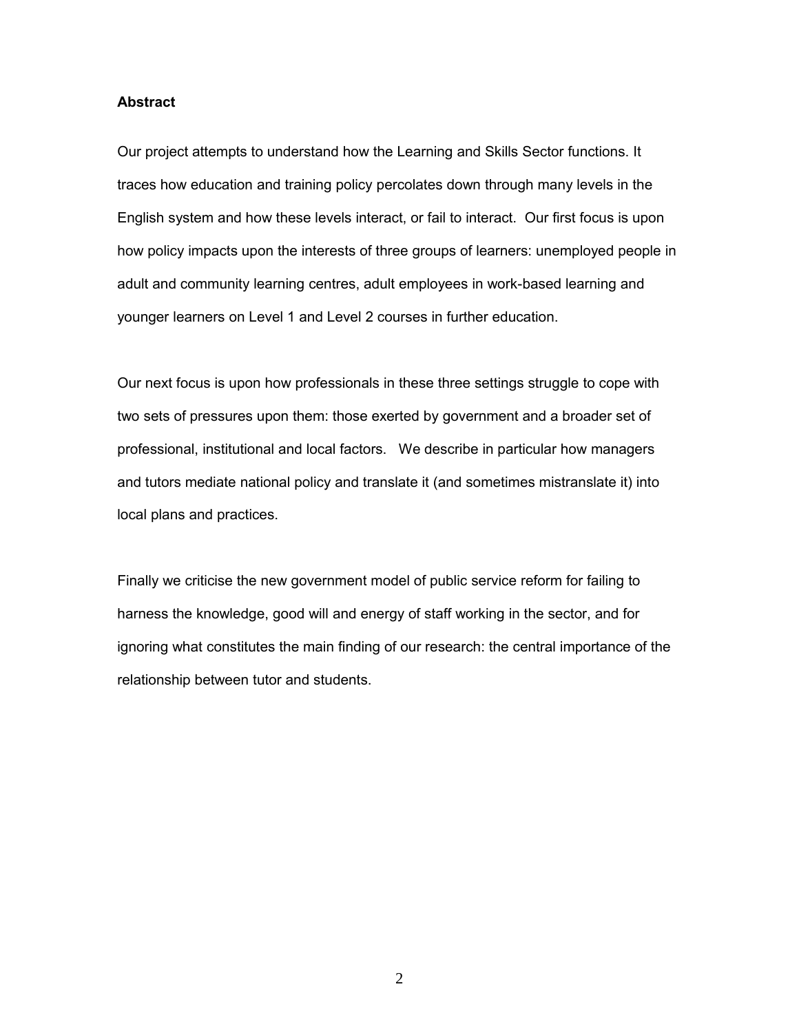**Abstract**

Our project attempts to understand how the Learning and Skills Sector functions. It traces how education and training policy percolates down through many levels in the English system and how these levels interact, or fail to interact. Our first focus is upon how policy impacts upon the interests of three groups of learners: unemployed people in adult and community learning centres, adult employees in work-based learning and younger learners on Level 1 and Level 2 courses in further education.

Our next focus is upon how professionals in these three settings struggle to cope with two sets of pressures upon them: those exerted by government and a broader set of professional, institutional and local factors. We describe in particular how managers and tutors mediate national policy and translate it (and sometimes mistranslate it) into local plans and practices.

Finally we criticise the new government model of public service reform for failing to harness the knowledge, good will and energy of staff working in the sector, and for ignoring what constitutes the main finding of our research: the central importance of the relationship between tutor and students.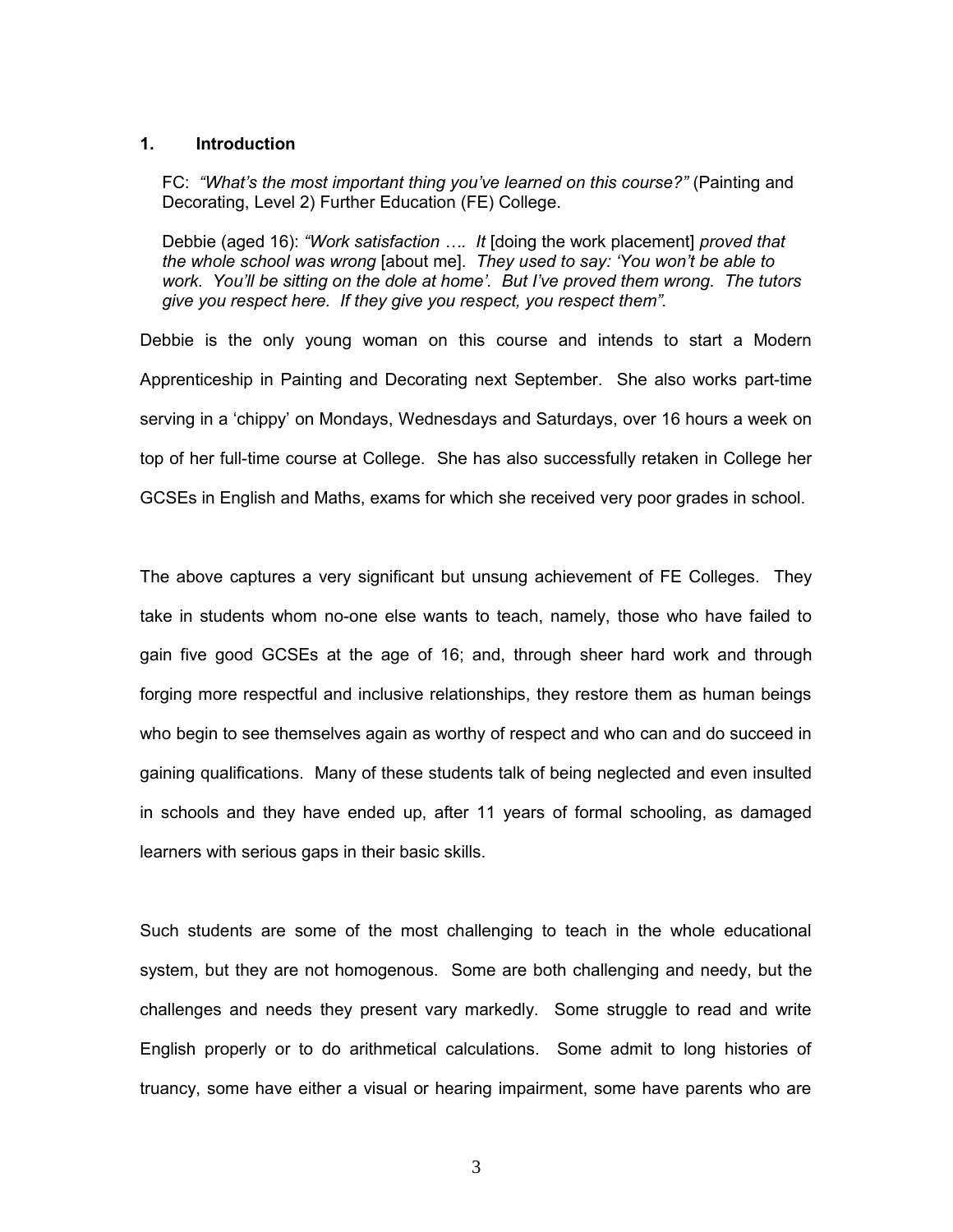## 1. Introduction

> FC: *"What's the most important thing you've learned on this course?"* (Painting and Decorating, Level 2) Further Education (FE) College.
>
> Debbie (aged 16): *"Work satisfaction …. It* [doing the work placement] *proved that the whole school was wrong* [about me]. *They used to say: 'You won't be able to work. You'll be sitting on the dole at home'. But I've proved them wrong. The tutors give you respect here. If they give you respect, you respect them".*

Debbie is the only young woman on this course and intends to start a Modern Apprenticeship in Painting and Decorating next September. She also works part-time serving in a 'chippy' on Mondays, Wednesdays and Saturdays, over 16 hours a week on top of her full-time course at College. She has also successfully retaken in College her GCSEs in English and Maths, exams for which she received very poor grades in school.

The above captures a very significant but unsung achievement of FE Colleges. They take in students whom no-one else wants to teach, namely, those who have failed to gain five good GCSEs at the age of 16; and, through sheer hard work and through forging more respectful and inclusive relationships, they restore them as human beings who begin to see themselves again as worthy of respect and who can and do succeed in gaining qualifications. Many of these students talk of being neglected and even insulted in schools and they have ended up, after 11 years of formal schooling, as damaged learners with serious gaps in their basic skills.

Such students are some of the most challenging to teach in the whole educational system, but they are not homogenous. Some are both challenging and needy, but the challenges and needs they present vary markedly. Some struggle to read and write English properly or to do arithmetical calculations. Some admit to long histories of truancy, some have either a visual or hearing impairment, some have parents who are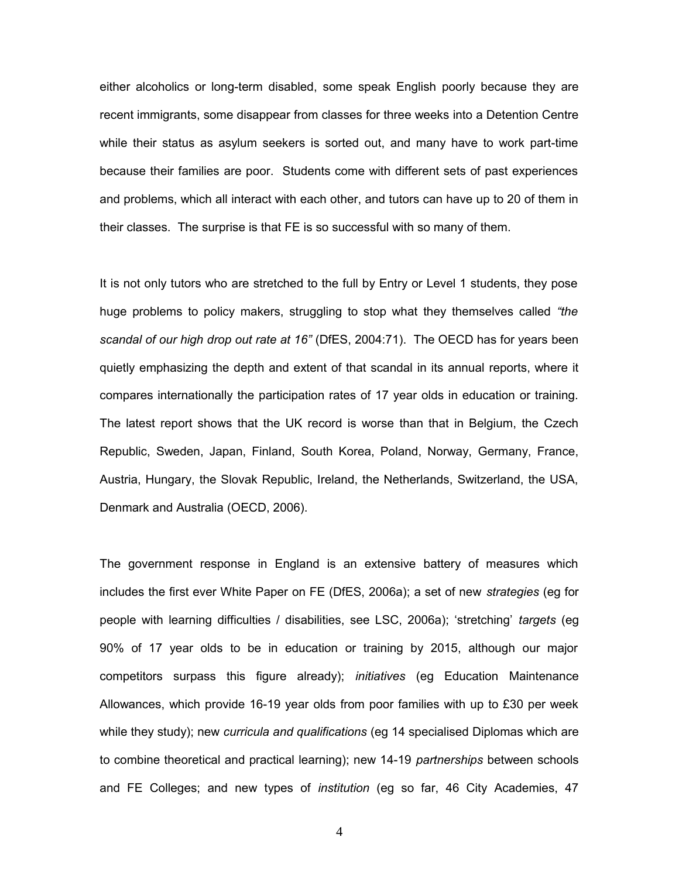either alcoholics or long-term disabled, some speak English poorly because they are recent immigrants, some disappear from classes for three weeks into a Detention Centre while their status as asylum seekers is sorted out, and many have to work part-time because their families are poor. Students come with different sets of past experiences and problems, which all interact with each other, and tutors can have up to 20 of them in their classes. The surprise is that FE is so successful with so many of them.

It is not only tutors who are stretched to the full by Entry or Level 1 students, they pose huge problems to policy makers, struggling to stop what they themselves called *"the scandal of our high drop out rate at 16"* (DfES, 2004:71). The OECD has for years been quietly emphasizing the depth and extent of that scandal in its annual reports, where it compares internationally the participation rates of 17 year olds in education or training. The latest report shows that the UK record is worse than that in Belgium, the Czech Republic, Sweden, Japan, Finland, South Korea, Poland, Norway, Germany, France, Austria, Hungary, the Slovak Republic, Ireland, the Netherlands, Switzerland, the USA, Denmark and Australia (OECD, 2006).

The government response in England is an extensive battery of measures which includes the first ever White Paper on FE (DfES, 2006a); a set of new *strategies* (eg for people with learning difficulties / disabilities, see LSC, 2006a); 'stretching' *targets* (eg 90% of 17 year olds to be in education or training by 2015, although our major competitors surpass this figure already); *initiatives* (eg Education Maintenance Allowances, which provide 16-19 year olds from poor families with up to £30 per week while they study); new *curricula and qualifications* (eg 14 specialised Diplomas which are to combine theoretical and practical learning); new 14-19 *partnerships* between schools and FE Colleges; and new types of *institution* (eg so far, 46 City Academies, 47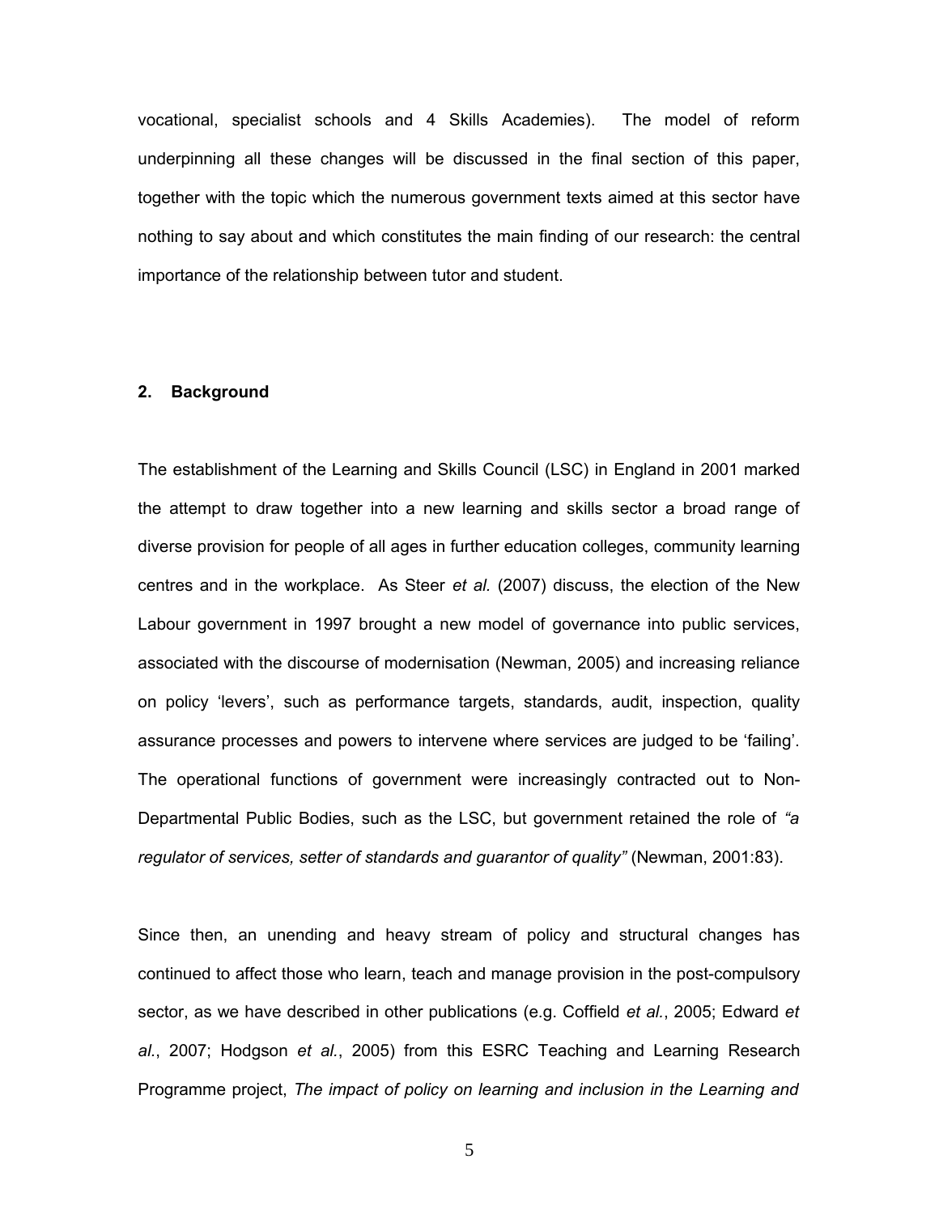vocational, specialist schools and 4 Skills Academies). The model of reform underpinning all these changes will be discussed in the final section of this paper, together with the topic which the numerous government texts aimed at this sector have nothing to say about and which constitutes the main finding of our research: the central importance of the relationship between tutor and student.

## 2. Background

The establishment of the Learning and Skills Council (LSC) in England in 2001 marked the attempt to draw together into a new learning and skills sector a broad range of diverse provision for people of all ages in further education colleges, community learning centres and in the workplace. As Steer *et al.* (2007) discuss, the election of the New Labour government in 1997 brought a new model of governance into public services, associated with the discourse of modernisation (Newman, 2005) and increasing reliance on policy 'levers', such as performance targets, standards, audit, inspection, quality assurance processes and powers to intervene where services are judged to be 'failing'. The operational functions of government were increasingly contracted out to Non-Departmental Public Bodies, such as the LSC, but government retained the role of *"a regulator of services, setter of standards and guarantor of quality"* (Newman, 2001:83).

Since then, an unending and heavy stream of policy and structural changes has continued to affect those who learn, teach and manage provision in the post-compulsory sector, as we have described in other publications (e.g. Coffield *et al.*, 2005; Edward *et al.*, 2007; Hodgson *et al.*, 2005) from this ESRC Teaching and Learning Research Programme project, *The impact of policy on learning and inclusion in the Learning and*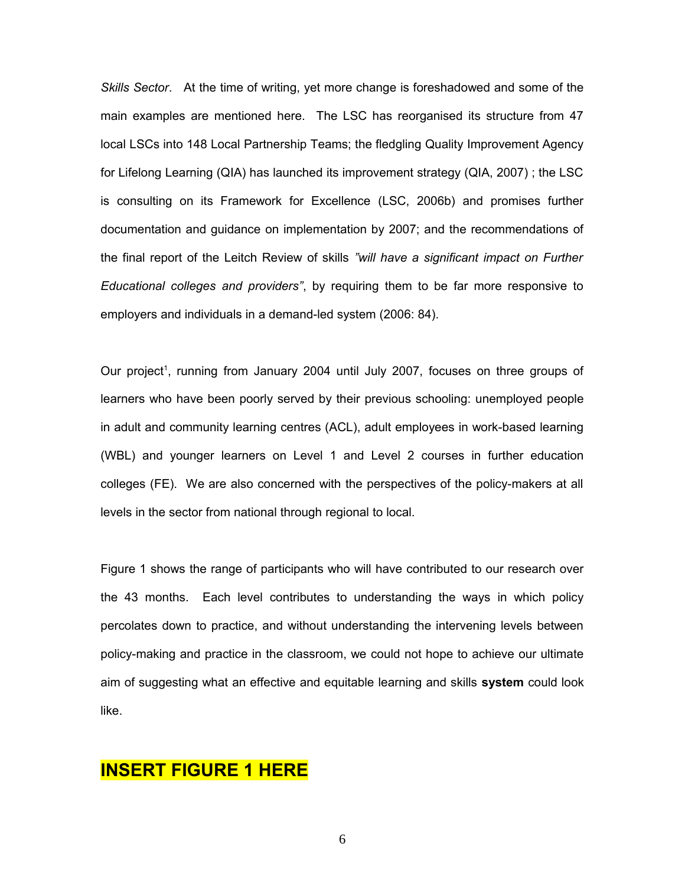*Skills Sector*. At the time of writing, yet more change is foreshadowed and some of the main examples are mentioned here. The LSC has reorganised its structure from 47 local LSCs into 148 Local Partnership Teams; the fledgling Quality Improvement Agency for Lifelong Learning (QIA) has launched its improvement strategy (QIA, 2007) ; the LSC is consulting on its Framework for Excellence (LSC, 2006b) and promises further documentation and guidance on implementation by 2007; and the recommendations of the final report of the Leitch Review of skills *"will have a significant impact on Further Educational colleges and providers"*, by requiring them to be far more responsive to employers and individuals in a demand-led system (2006: 84).

Our project[1], running from January 2004 until July 2007, focuses on three groups of learners who have been poorly served by their previous schooling: unemployed people in adult and community learning centres (ACL), adult employees in work-based learning (WBL) and younger learners on Level 1 and Level 2 courses in further education colleges (FE). We are also concerned with the perspectives of the policy-makers at all levels in the sector from national through regional to local.

Figure 1 shows the range of participants who will have contributed to our research over the 43 months. Each level contributes to understanding the ways in which policy percolates down to practice, and without understanding the intervening levels between policy-making and practice in the classroom, we could not hope to achieve our ultimate aim of suggesting what an effective and equitable learning and skills **system** could look like.

## INSERT FIGURE 1 HERE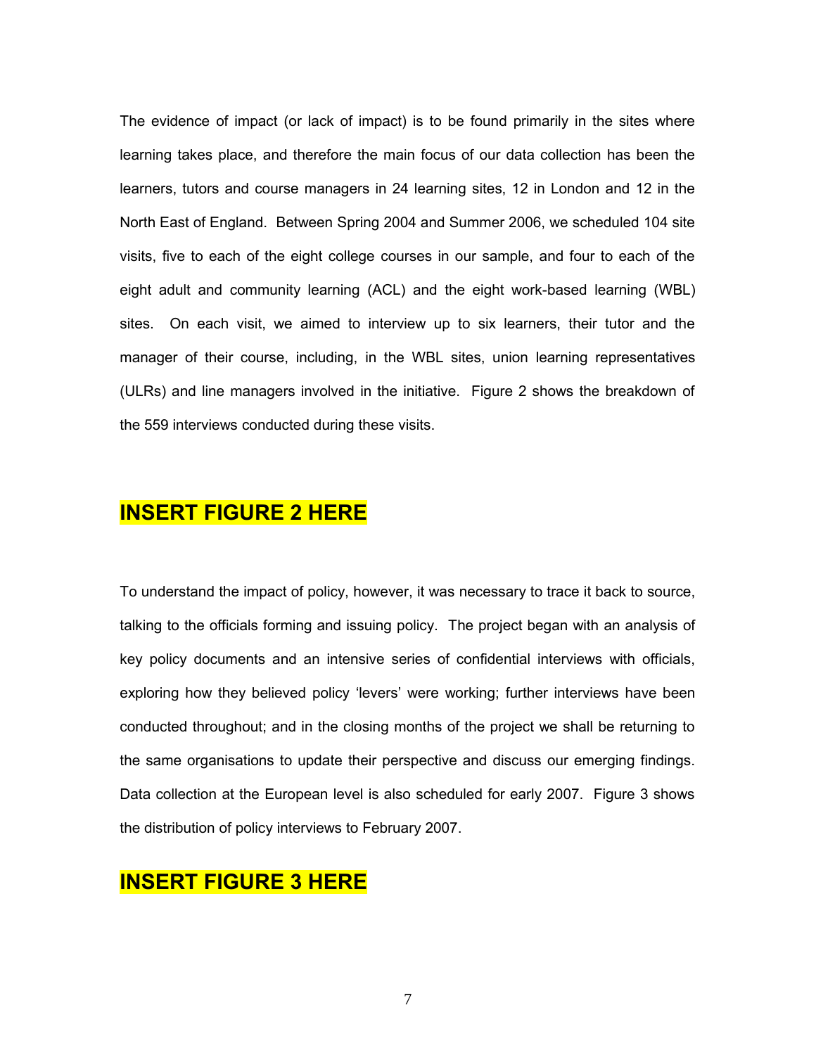The evidence of impact (or lack of impact) is to be found primarily in the sites where learning takes place, and therefore the main focus of our data collection has been the learners, tutors and course managers in 24 learning sites, 12 in London and 12 in the North East of England. Between Spring 2004 and Summer 2006, we scheduled 104 site visits, five to each of the eight college courses in our sample, and four to each of the eight adult and community learning (ACL) and the eight work-based learning (WBL) sites. On each visit, we aimed to interview up to six learners, their tutor and the manager of their course, including, in the WBL sites, union learning representatives (ULRs) and line managers involved in the initiative. Figure 2 shows the breakdown of the 559 interviews conducted during these visits.

**INSERT FIGURE 2 HERE**

To understand the impact of policy, however, it was necessary to trace it back to source, talking to the officials forming and issuing policy. The project began with an analysis of key policy documents and an intensive series of confidential interviews with officials, exploring how they believed policy 'levers' were working; further interviews have been conducted throughout; and in the closing months of the project we shall be returning to the same organisations to update their perspective and discuss our emerging findings. Data collection at the European level is also scheduled for early 2007. Figure 3 shows the distribution of policy interviews to February 2007.

**INSERT FIGURE 3 HERE**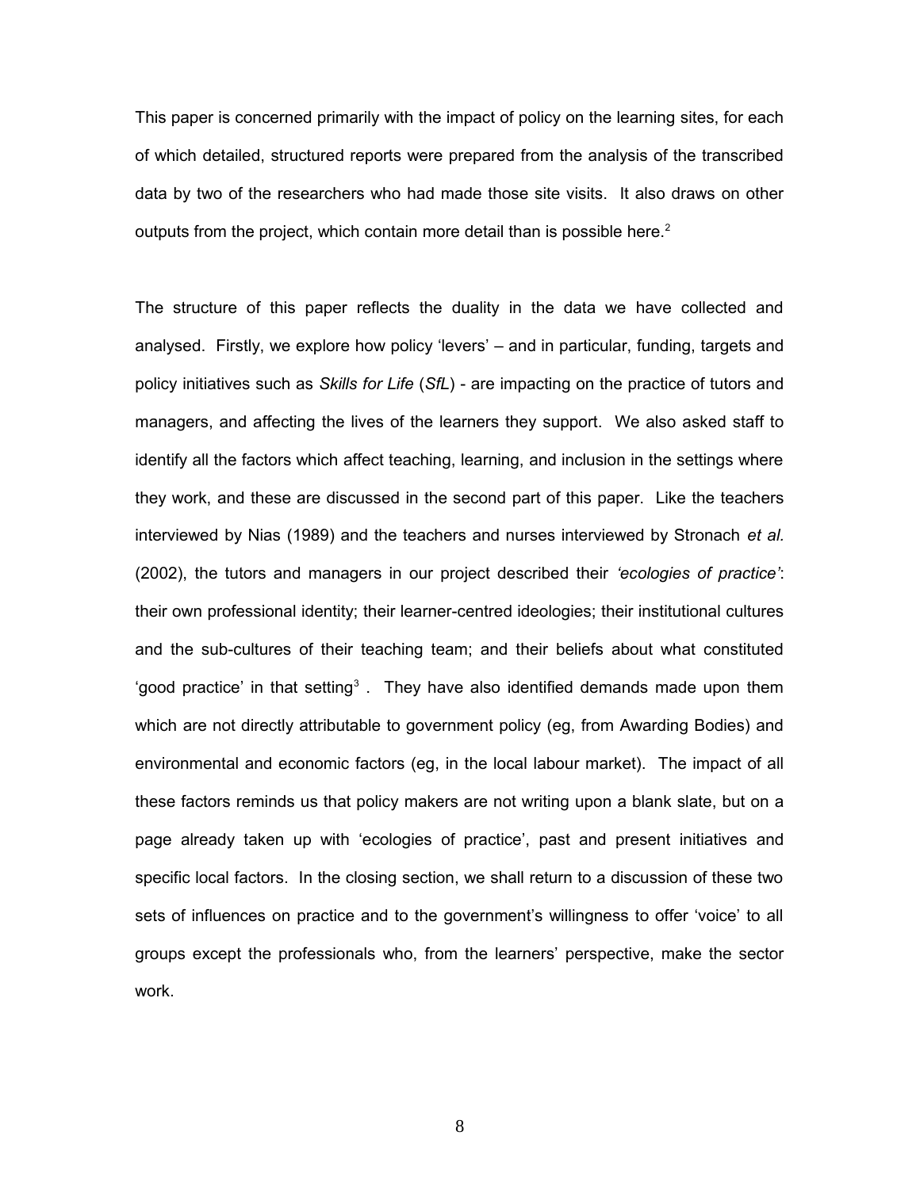This paper is concerned primarily with the impact of policy on the learning sites, for each of which detailed, structured reports were prepared from the analysis of the transcribed data by two of the researchers who had made those site visits. It also draws on other outputs from the project, which contain more detail than is possible here.[2]

The structure of this paper reflects the duality in the data we have collected and analysed. Firstly, we explore how policy 'levers' – and in particular, funding, targets and policy initiatives such as *Skills for Life* (*SfL*) - are impacting on the practice of tutors and managers, and affecting the lives of the learners they support. We also asked staff to identify all the factors which affect teaching, learning, and inclusion in the settings where they work, and these are discussed in the second part of this paper. Like the teachers interviewed by Nias (1989) and the teachers and nurses interviewed by Stronach *et al.* (2002), the tutors and managers in our project described their *'ecologies of practice'*: their own professional identity; their learner-centred ideologies; their institutional cultures and the sub-cultures of their teaching team; and their beliefs about what constituted 'good practice' in that setting[3] . They have also identified demands made upon them which are not directly attributable to government policy (eg, from Awarding Bodies) and environmental and economic factors (eg, in the local labour market). The impact of all these factors reminds us that policy makers are not writing upon a blank slate, but on a page already taken up with 'ecologies of practice', past and present initiatives and specific local factors. In the closing section, we shall return to a discussion of these two sets of influences on practice and to the government's willingness to offer 'voice' to all groups except the professionals who, from the learners' perspective, make the sector work.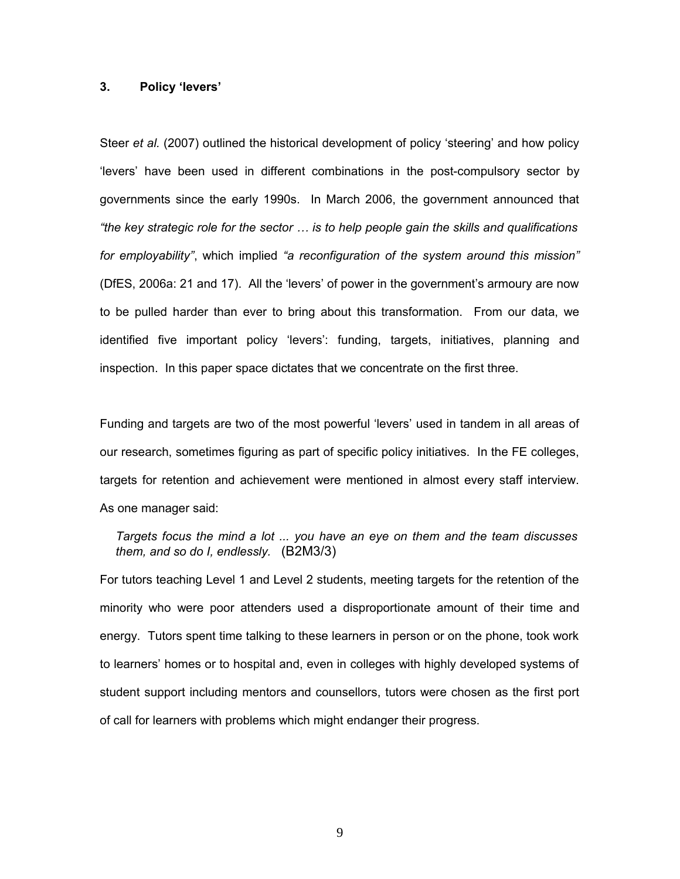## 3. Policy 'levers'

Steer *et al.* (2007) outlined the historical development of policy 'steering' and how policy 'levers' have been used in different combinations in the post-compulsory sector by governments since the early 1990s. In March 2006, the government announced that *"the key strategic role for the sector … is to help people gain the skills and qualifications for employability"*, which implied *"a reconfiguration of the system around this mission"* (DfES, 2006a: 21 and 17). All the 'levers' of power in the government's armoury are now to be pulled harder than ever to bring about this transformation. From our data, we identified five important policy 'levers': funding, targets, initiatives, planning and inspection. In this paper space dictates that we concentrate on the first three.

Funding and targets are two of the most powerful 'levers' used in tandem in all areas of our research, sometimes figuring as part of specific policy initiatives. In the FE colleges, targets for retention and achievement were mentioned in almost every staff interview. As one manager said:

> *Targets focus the mind a lot ... you have an eye on them and the team discusses them, and so do I, endlessly.* (B2M3/3)

For tutors teaching Level 1 and Level 2 students, meeting targets for the retention of the minority who were poor attenders used a disproportionate amount of their time and energy. Tutors spent time talking to these learners in person or on the phone, took work to learners' homes or to hospital and, even in colleges with highly developed systems of student support including mentors and counsellors, tutors were chosen as the first port of call for learners with problems which might endanger their progress.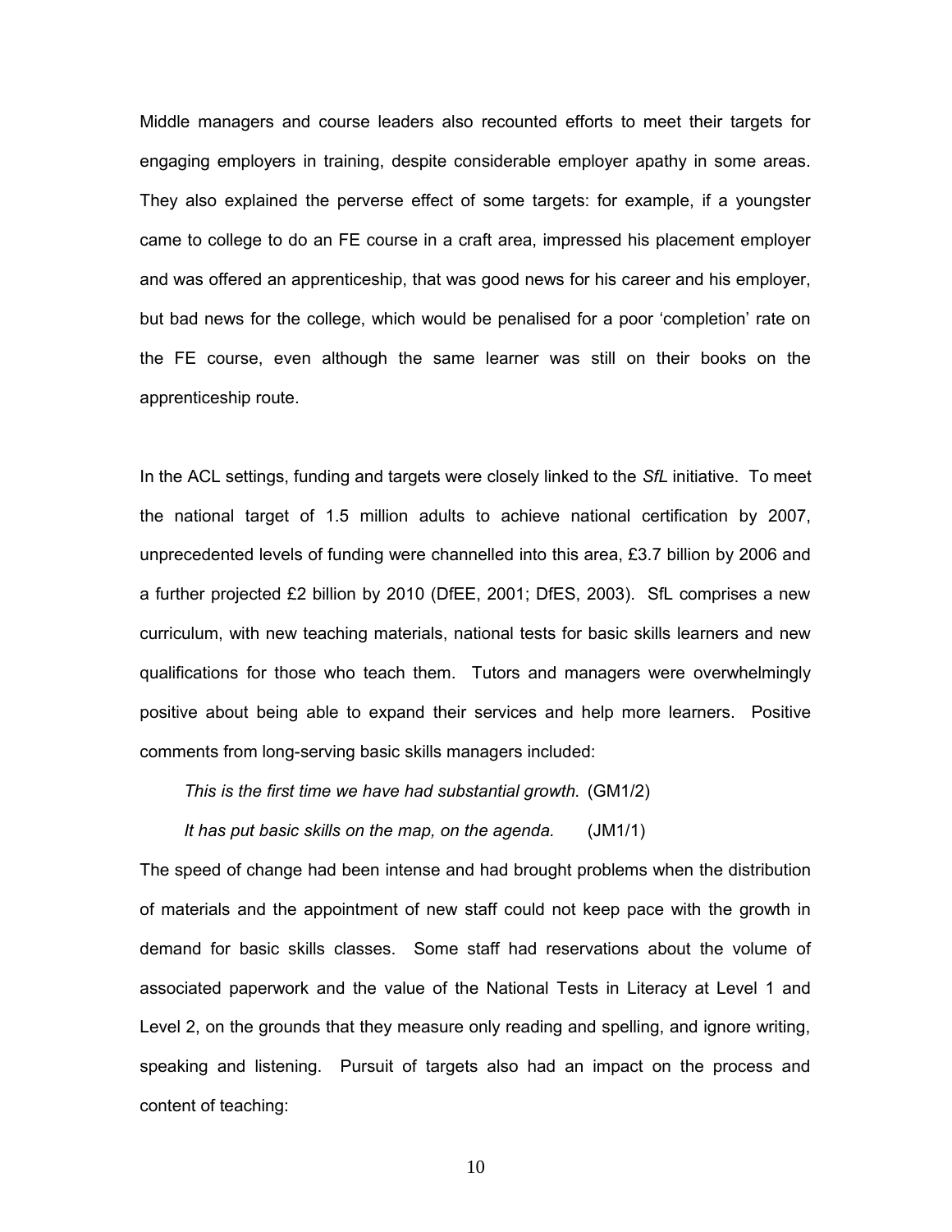Middle managers and course leaders also recounted efforts to meet their targets for engaging employers in training, despite considerable employer apathy in some areas. They also explained the perverse effect of some targets: for example, if a youngster came to college to do an FE course in a craft area, impressed his placement employer and was offered an apprenticeship, that was good news for his career and his employer, but bad news for the college, which would be penalised for a poor 'completion' rate on the FE course, even although the same learner was still on their books on the apprenticeship route.

In the ACL settings, funding and targets were closely linked to the *SfL* initiative. To meet the national target of 1.5 million adults to achieve national certification by 2007, unprecedented levels of funding were channelled into this area, £3.7 billion by 2006 and a further projected £2 billion by 2010 (DfEE, 2001; DfES, 2003). SfL comprises a new curriculum, with new teaching materials, national tests for basic skills learners and new qualifications for those who teach them. Tutors and managers were overwhelmingly positive about being able to expand their services and help more learners. Positive comments from long-serving basic skills managers included:

> *This is the first time we have had substantial growth.* (GM1/2)
>
> *It has put basic skills on the map, on the agenda.* (JM1/1)

The speed of change had been intense and had brought problems when the distribution of materials and the appointment of new staff could not keep pace with the growth in demand for basic skills classes. Some staff had reservations about the volume of associated paperwork and the value of the National Tests in Literacy at Level 1 and Level 2, on the grounds that they measure only reading and spelling, and ignore writing, speaking and listening. Pursuit of targets also had an impact on the process and content of teaching: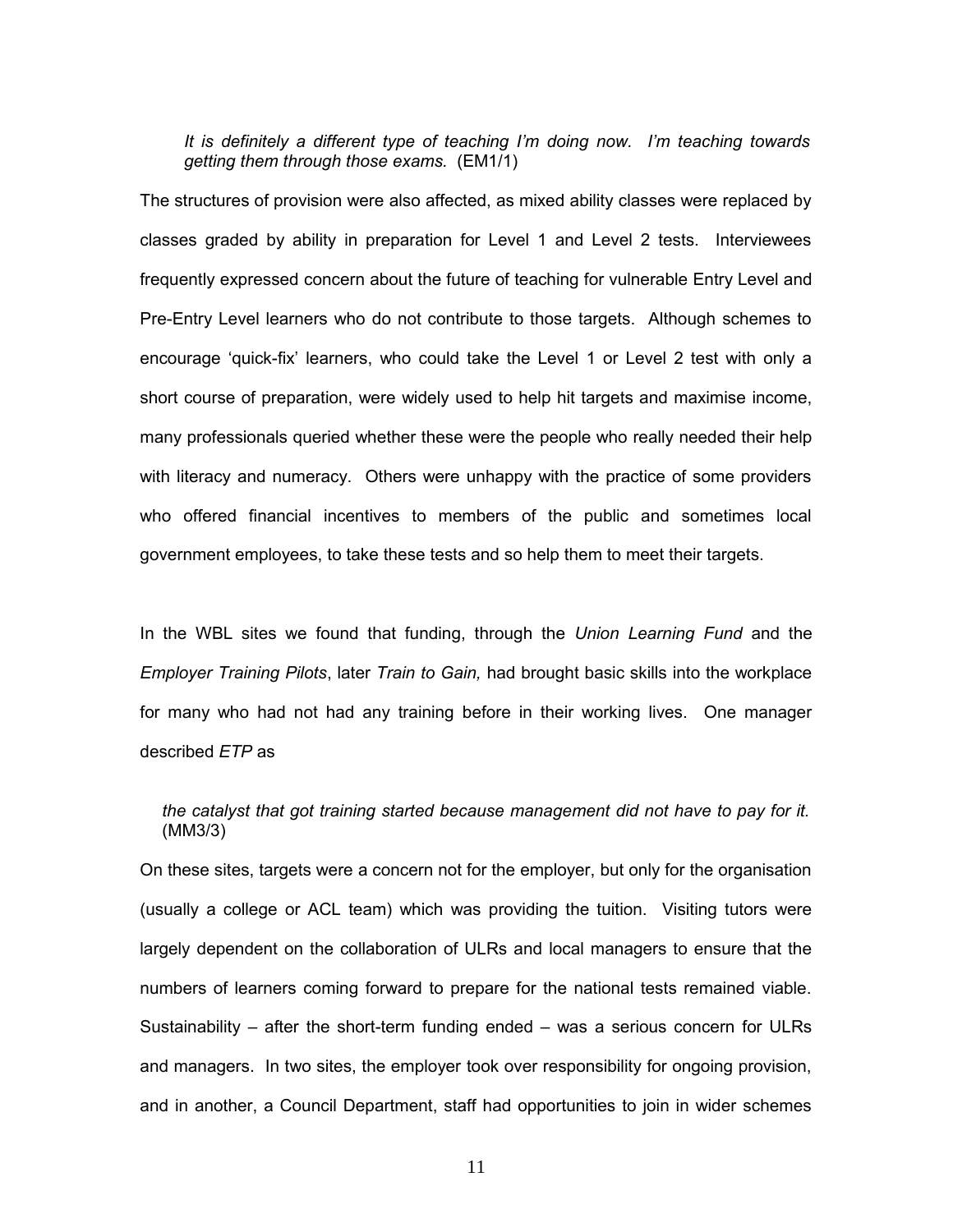> *It is definitely a different type of teaching I'm doing now. I'm teaching towards getting them through those exams.* (EM1/1)

The structures of provision were also affected, as mixed ability classes were replaced by classes graded by ability in preparation for Level 1 and Level 2 tests. Interviewees frequently expressed concern about the future of teaching for vulnerable Entry Level and Pre-Entry Level learners who do not contribute to those targets. Although schemes to encourage 'quick-fix' learners, who could take the Level 1 or Level 2 test with only a short course of preparation, were widely used to help hit targets and maximise income, many professionals queried whether these were the people who really needed their help with literacy and numeracy. Others were unhappy with the practice of some providers who offered financial incentives to members of the public and sometimes local government employees, to take these tests and so help them to meet their targets.

In the WBL sites we found that funding, through the *Union Learning Fund* and the *Employer Training Pilots*, later *Train to Gain,* had brought basic skills into the workplace for many who had not had any training before in their working lives. One manager described *ETP* as

> *the catalyst that got training started because management did not have to pay for it.* (MM3/3)

On these sites, targets were a concern not for the employer, but only for the organisation (usually a college or ACL team) which was providing the tuition. Visiting tutors were largely dependent on the collaboration of ULRs and local managers to ensure that the numbers of learners coming forward to prepare for the national tests remained viable. Sustainability – after the short-term funding ended – was a serious concern for ULRs and managers. In two sites, the employer took over responsibility for ongoing provision, and in another, a Council Department, staff had opportunities to join in wider schemes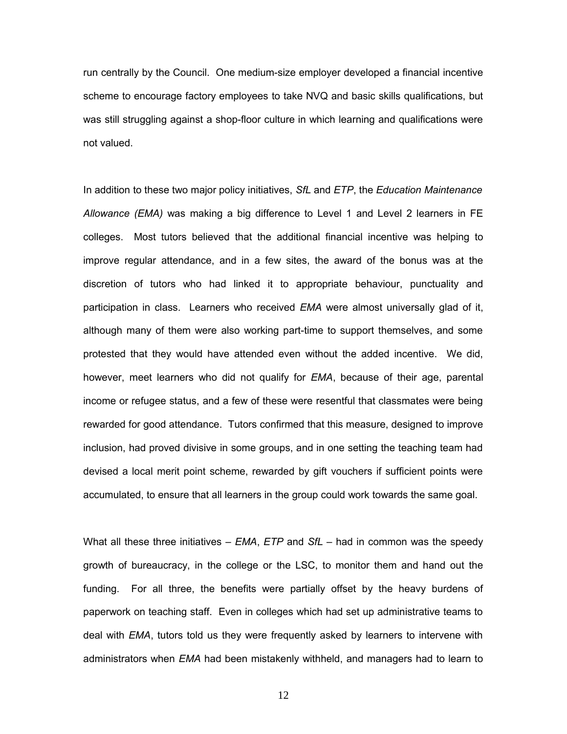run centrally by the Council. One medium-size employer developed a financial incentive scheme to encourage factory employees to take NVQ and basic skills qualifications, but was still struggling against a shop-floor culture in which learning and qualifications were not valued.

In addition to these two major policy initiatives, *SfL* and *ETP*, the *Education Maintenance Allowance (EMA)* was making a big difference to Level 1 and Level 2 learners in FE colleges. Most tutors believed that the additional financial incentive was helping to improve regular attendance, and in a few sites, the award of the bonus was at the discretion of tutors who had linked it to appropriate behaviour, punctuality and participation in class. Learners who received *EMA* were almost universally glad of it, although many of them were also working part-time to support themselves, and some protested that they would have attended even without the added incentive. We did, however, meet learners who did not qualify for *EMA*, because of their age, parental income or refugee status, and a few of these were resentful that classmates were being rewarded for good attendance. Tutors confirmed that this measure, designed to improve inclusion, had proved divisive in some groups, and in one setting the teaching team had devised a local merit point scheme, rewarded by gift vouchers if sufficient points were accumulated, to ensure that all learners in the group could work towards the same goal.

What all these three initiatives – *EMA*, *ETP* and *SfL* – had in common was the speedy growth of bureaucracy, in the college or the LSC, to monitor them and hand out the funding. For all three, the benefits were partially offset by the heavy burdens of paperwork on teaching staff. Even in colleges which had set up administrative teams to deal with *EMA*, tutors told us they were frequently asked by learners to intervene with administrators when *EMA* had been mistakenly withheld, and managers had to learn to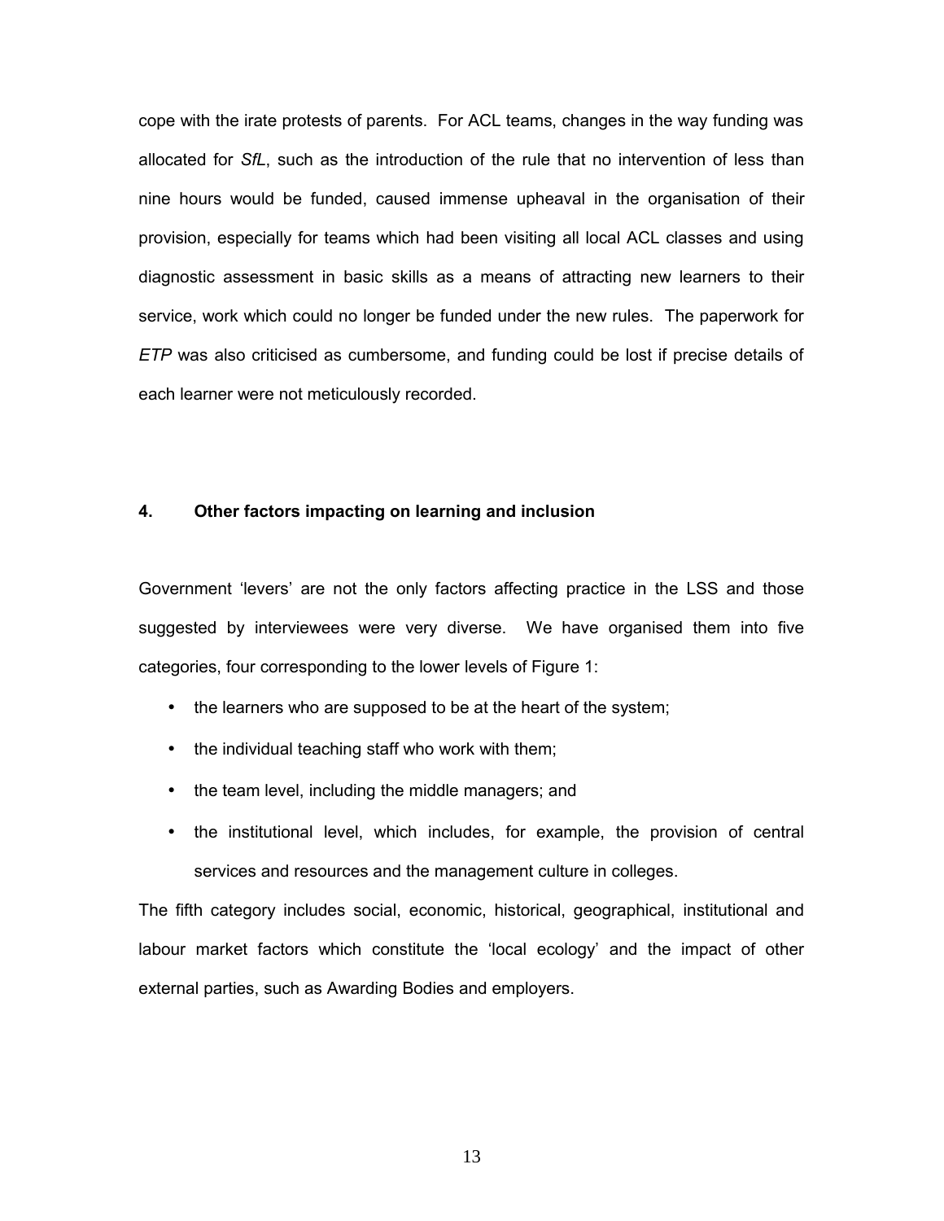cope with the irate protests of parents. For ACL teams, changes in the way funding was allocated for *SfL*, such as the introduction of the rule that no intervention of less than nine hours would be funded, caused immense upheaval in the organisation of their provision, especially for teams which had been visiting all local ACL classes and using diagnostic assessment in basic skills as a means of attracting new learners to their service, work which could no longer be funded under the new rules. The paperwork for *ETP* was also criticised as cumbersome, and funding could be lost if precise details of each learner were not meticulously recorded.

## 4. Other factors impacting on learning and inclusion

Government 'levers' are not the only factors affecting practice in the LSS and those suggested by interviewees were very diverse. We have organised them into five categories, four corresponding to the lower levels of Figure 1:

- the learners who are supposed to be at the heart of the system;
- the individual teaching staff who work with them;
- the team level, including the middle managers; and
- the institutional level, which includes, for example, the provision of central services and resources and the management culture in colleges.

The fifth category includes social, economic, historical, geographical, institutional and labour market factors which constitute the 'local ecology' and the impact of other external parties, such as Awarding Bodies and employers.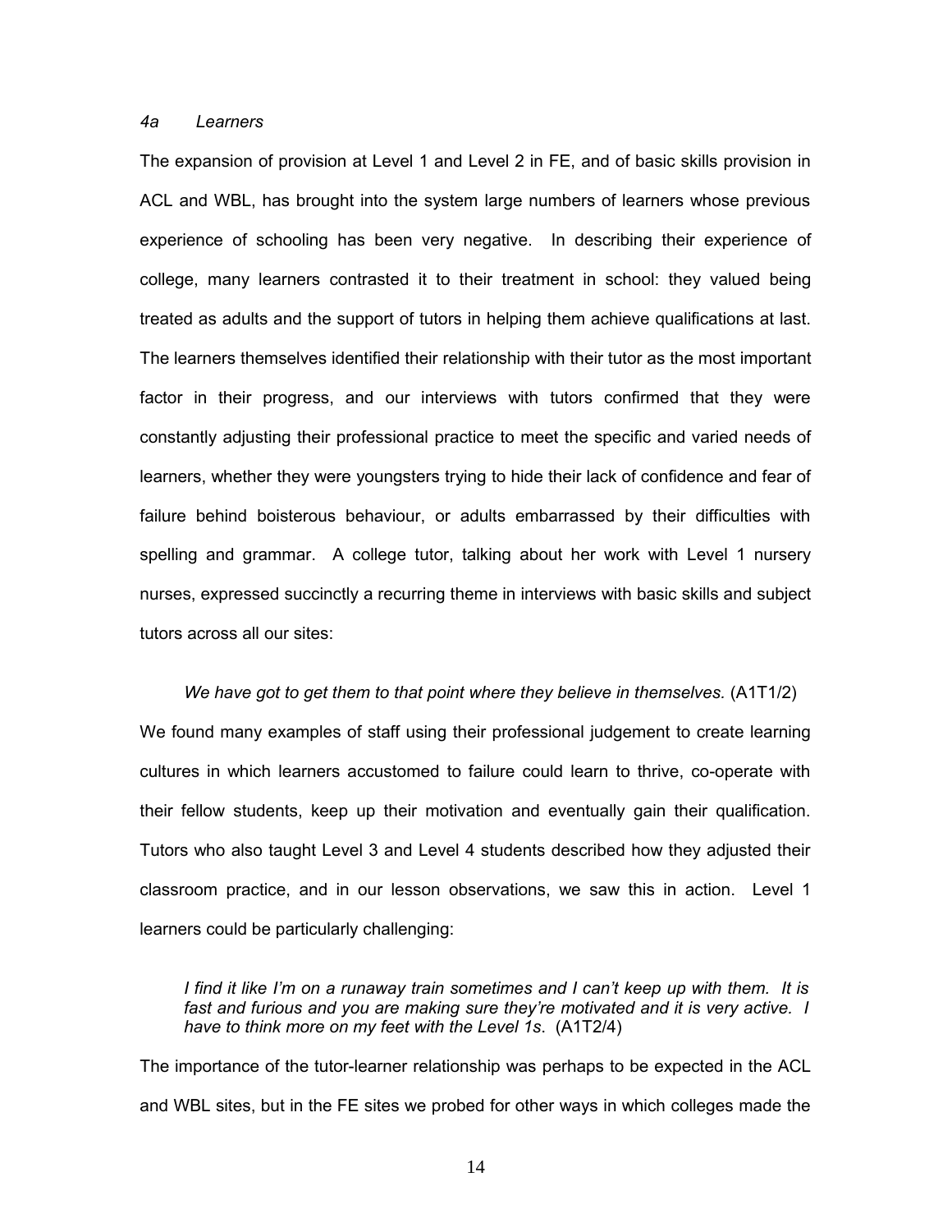*4a Learners*

The expansion of provision at Level 1 and Level 2 in FE, and of basic skills provision in ACL and WBL, has brought into the system large numbers of learners whose previous experience of schooling has been very negative. In describing their experience of college, many learners contrasted it to their treatment in school: they valued being treated as adults and the support of tutors in helping them achieve qualifications at last. The learners themselves identified their relationship with their tutor as the most important factor in their progress, and our interviews with tutors confirmed that they were constantly adjusting their professional practice to meet the specific and varied needs of learners, whether they were youngsters trying to hide their lack of confidence and fear of failure behind boisterous behaviour, or adults embarrassed by their difficulties with spelling and grammar. A college tutor, talking about her work with Level 1 nursery nurses, expressed succinctly a recurring theme in interviews with basic skills and subject tutors across all our sites:

> *We have got to get them to that point where they believe in themselves.* (A1T1/2)

We found many examples of staff using their professional judgement to create learning cultures in which learners accustomed to failure could learn to thrive, co-operate with their fellow students, keep up their motivation and eventually gain their qualification. Tutors who also taught Level 3 and Level 4 students described how they adjusted their classroom practice, and in our lesson observations, we saw this in action. Level 1 learners could be particularly challenging:

> *I find it like I'm on a runaway train sometimes and I can't keep up with them. It is fast and furious and you are making sure they're motivated and it is very active. I have to think more on my feet with the Level 1s.* (A1T2/4)

The importance of the tutor-learner relationship was perhaps to be expected in the ACL and WBL sites, but in the FE sites we probed for other ways in which colleges made the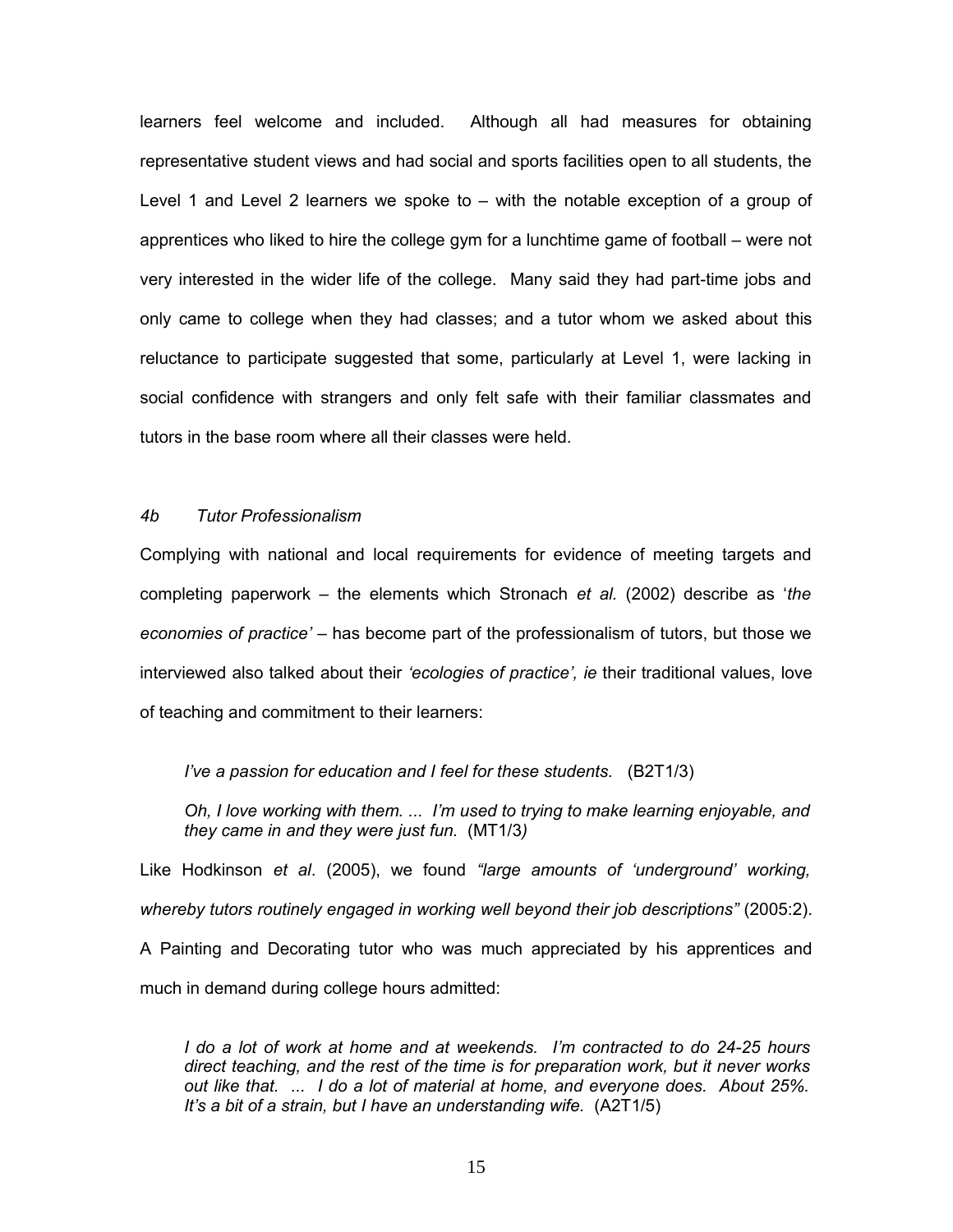learners feel welcome and included. Although all had measures for obtaining representative student views and had social and sports facilities open to all students, the Level 1 and Level 2 learners we spoke to – with the notable exception of a group of apprentices who liked to hire the college gym for a lunchtime game of football – were not very interested in the wider life of the college. Many said they had part-time jobs and only came to college when they had classes; and a tutor whom we asked about this reluctance to participate suggested that some, particularly at Level 1, were lacking in social confidence with strangers and only felt safe with their familiar classmates and tutors in the base room where all their classes were held.

### *4b Tutor Professionalism*

Complying with national and local requirements for evidence of meeting targets and completing paperwork – the elements which Stronach *et al.* (2002) describe as '*the economies of practice'* – has become part of the professionalism of tutors, but those we interviewed also talked about their *'ecologies of practice', ie* their traditional values, love of teaching and commitment to their learners:

> *I've a passion for education and I feel for these students.* (B2T1/3)
>
> *Oh, I love working with them. ... I'm used to trying to make learning enjoyable, and they came in and they were just fun.* (MT1/3)

Like Hodkinson *et al*. (2005), we found *"large amounts of 'underground' working, whereby tutors routinely engaged in working well beyond their job descriptions"* (2005:2). A Painting and Decorating tutor who was much appreciated by his apprentices and much in demand during college hours admitted:

> *I do a lot of work at home and at weekends. I'm contracted to do 24-25 hours direct teaching, and the rest of the time is for preparation work, but it never works out like that. ... I do a lot of material at home, and everyone does. About 25%. It's a bit of a strain, but I have an understanding wife.* (A2T1/5)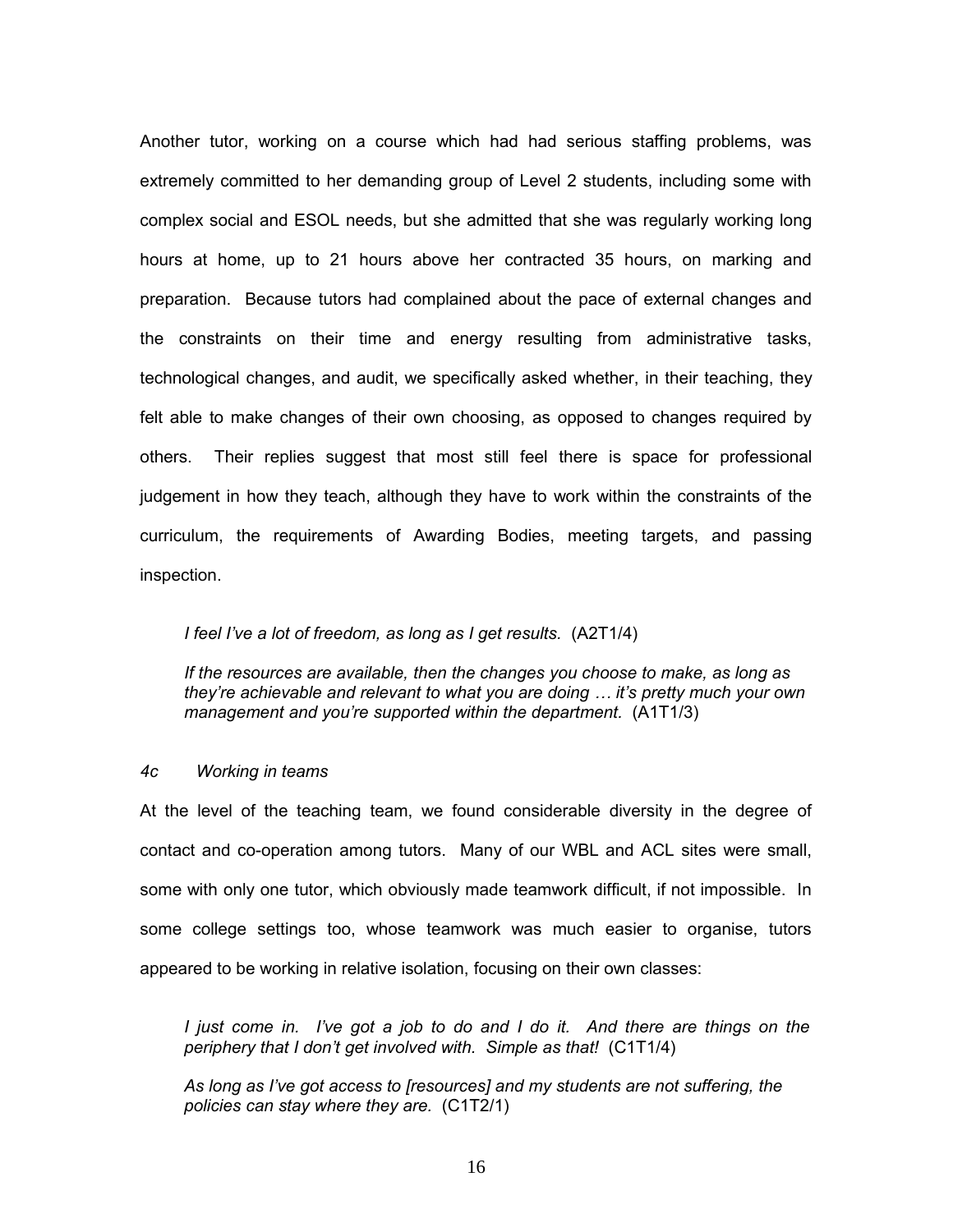Another tutor, working on a course which had had serious staffing problems, was extremely committed to her demanding group of Level 2 students, including some with complex social and ESOL needs, but she admitted that she was regularly working long hours at home, up to 21 hours above her contracted 35 hours, on marking and preparation. Because tutors had complained about the pace of external changes and the constraints on their time and energy resulting from administrative tasks, technological changes, and audit, we specifically asked whether, in their teaching, they felt able to make changes of their own choosing, as opposed to changes required by others. Their replies suggest that most still feel there is space for professional judgement in how they teach, although they have to work within the constraints of the curriculum, the requirements of Awarding Bodies, meeting targets, and passing inspection.

> *I feel I've a lot of freedom, as long as I get results.* (A2T1/4)
>
> *If the resources are available, then the changes you choose to make, as long as they're achievable and relevant to what you are doing … it's pretty much your own management and you're supported within the department.* (A1T1/3)

### *4c Working in teams*

At the level of the teaching team, we found considerable diversity in the degree of contact and co-operation among tutors. Many of our WBL and ACL sites were small, some with only one tutor, which obviously made teamwork difficult, if not impossible. In some college settings too, whose teamwork was much easier to organise, tutors appeared to be working in relative isolation, focusing on their own classes:

> *I just come in. I've got a job to do and I do it. And there are things on the periphery that I don't get involved with. Simple as that!* (C1T1/4)
>
> *As long as I've got access to [resources] and my students are not suffering, the policies can stay where they are.* (C1T2/1)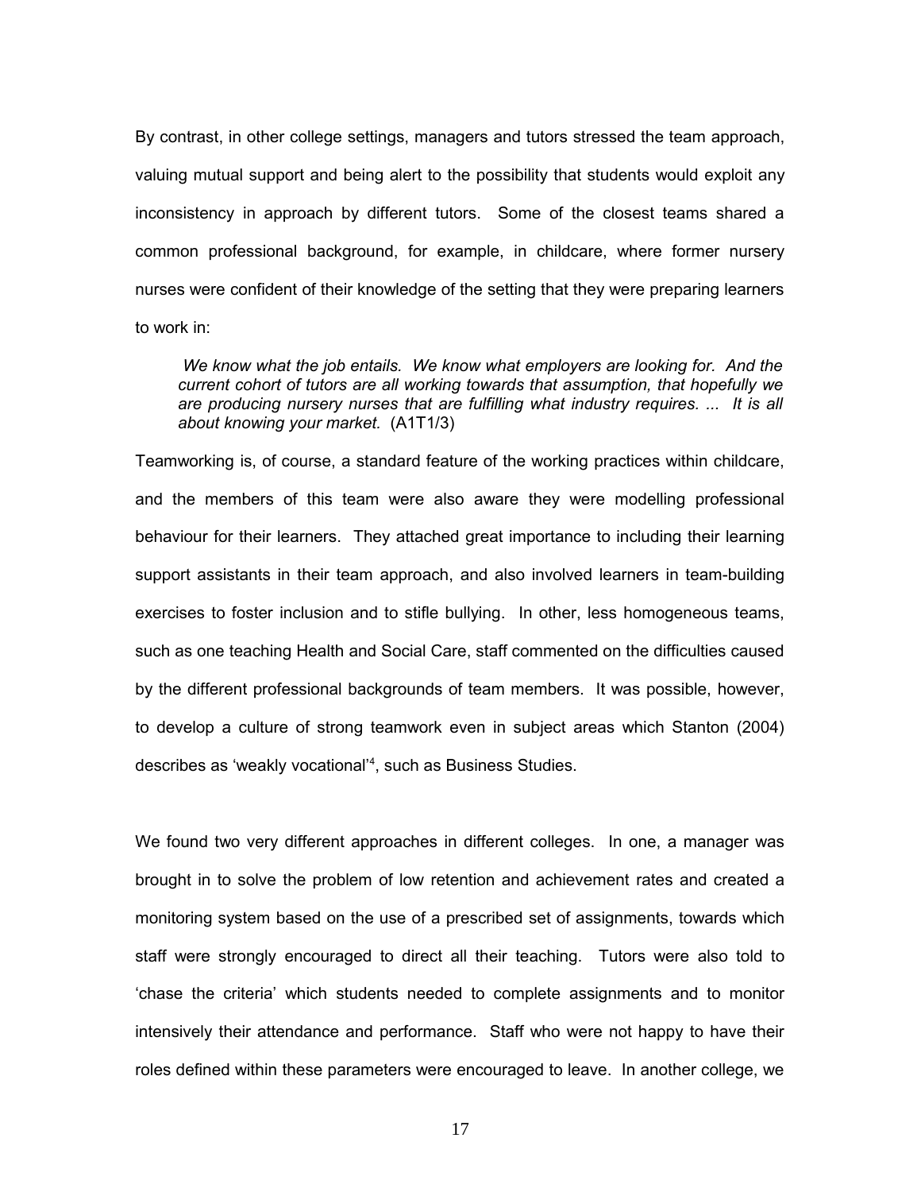By contrast, in other college settings, managers and tutors stressed the team approach, valuing mutual support and being alert to the possibility that students would exploit any inconsistency in approach by different tutors. Some of the closest teams shared a common professional background, for example, in childcare, where former nursery nurses were confident of their knowledge of the setting that they were preparing learners to work in:

> *We know what the job entails. We know what employers are looking for. And the current cohort of tutors are all working towards that assumption, that hopefully we are producing nursery nurses that are fulfilling what industry requires. ... It is all about knowing your market.* (A1T1/3)

Teamworking is, of course, a standard feature of the working practices within childcare, and the members of this team were also aware they were modelling professional behaviour for their learners. They attached great importance to including their learning support assistants in their team approach, and also involved learners in team-building exercises to foster inclusion and to stifle bullying. In other, less homogeneous teams, such as one teaching Health and Social Care, staff commented on the difficulties caused by the different professional backgrounds of team members. It was possible, however, to develop a culture of strong teamwork even in subject areas which Stanton (2004) describes as 'weakly vocational'[4], such as Business Studies.

We found two very different approaches in different colleges. In one, a manager was brought in to solve the problem of low retention and achievement rates and created a monitoring system based on the use of a prescribed set of assignments, towards which staff were strongly encouraged to direct all their teaching. Tutors were also told to 'chase the criteria' which students needed to complete assignments and to monitor intensively their attendance and performance. Staff who were not happy to have their roles defined within these parameters were encouraged to leave. In another college, we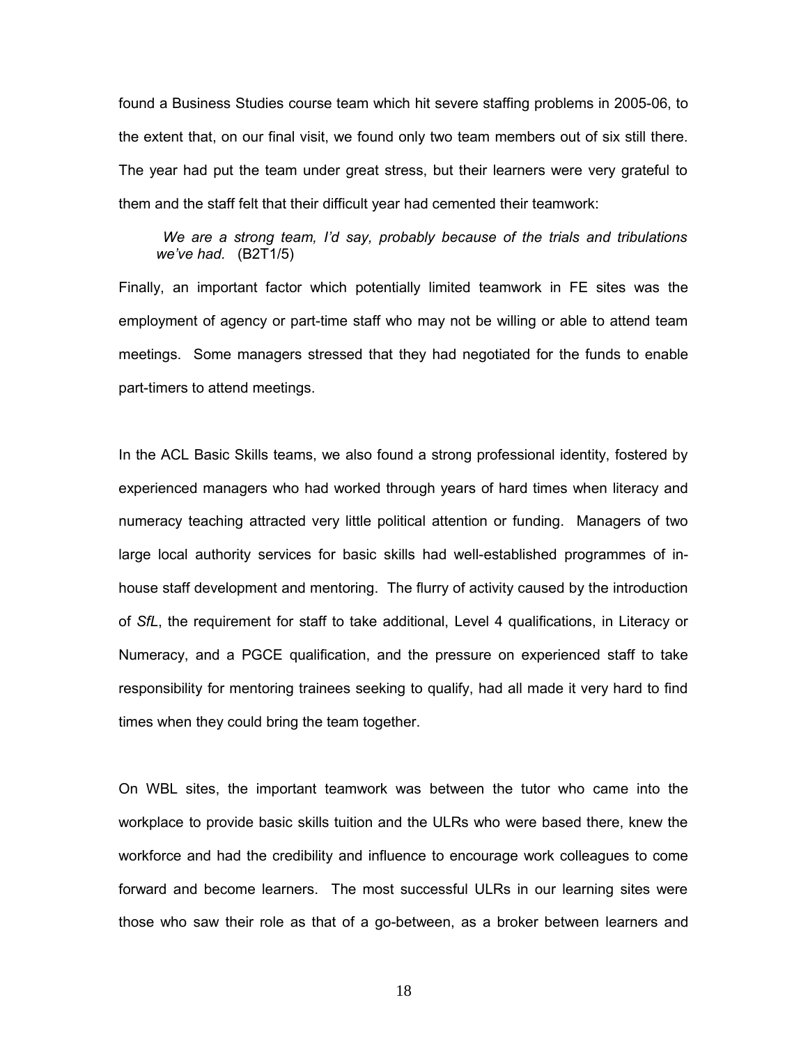found a Business Studies course team which hit severe staffing problems in 2005-06, to the extent that, on our final visit, we found only two team members out of six still there. The year had put the team under great stress, but their learners were very grateful to them and the staff felt that their difficult year had cemented their teamwork:

> *We are a strong team, I'd say, probably because of the trials and tribulations we've had.* (B2T1/5)

Finally, an important factor which potentially limited teamwork in FE sites was the employment of agency or part-time staff who may not be willing or able to attend team meetings. Some managers stressed that they had negotiated for the funds to enable part-timers to attend meetings.

In the ACL Basic Skills teams, we also found a strong professional identity, fostered by experienced managers who had worked through years of hard times when literacy and numeracy teaching attracted very little political attention or funding. Managers of two large local authority services for basic skills had well-established programmes of in-house staff development and mentoring. The flurry of activity caused by the introduction of *SfL*, the requirement for staff to take additional, Level 4 qualifications, in Literacy or Numeracy, and a PGCE qualification, and the pressure on experienced staff to take responsibility for mentoring trainees seeking to qualify, had all made it very hard to find times when they could bring the team together.

On WBL sites, the important teamwork was between the tutor who came into the workplace to provide basic skills tuition and the ULRs who were based there, knew the workforce and had the credibility and influence to encourage work colleagues to come forward and become learners. The most successful ULRs in our learning sites were those who saw their role as that of a go-between, as a broker between learners and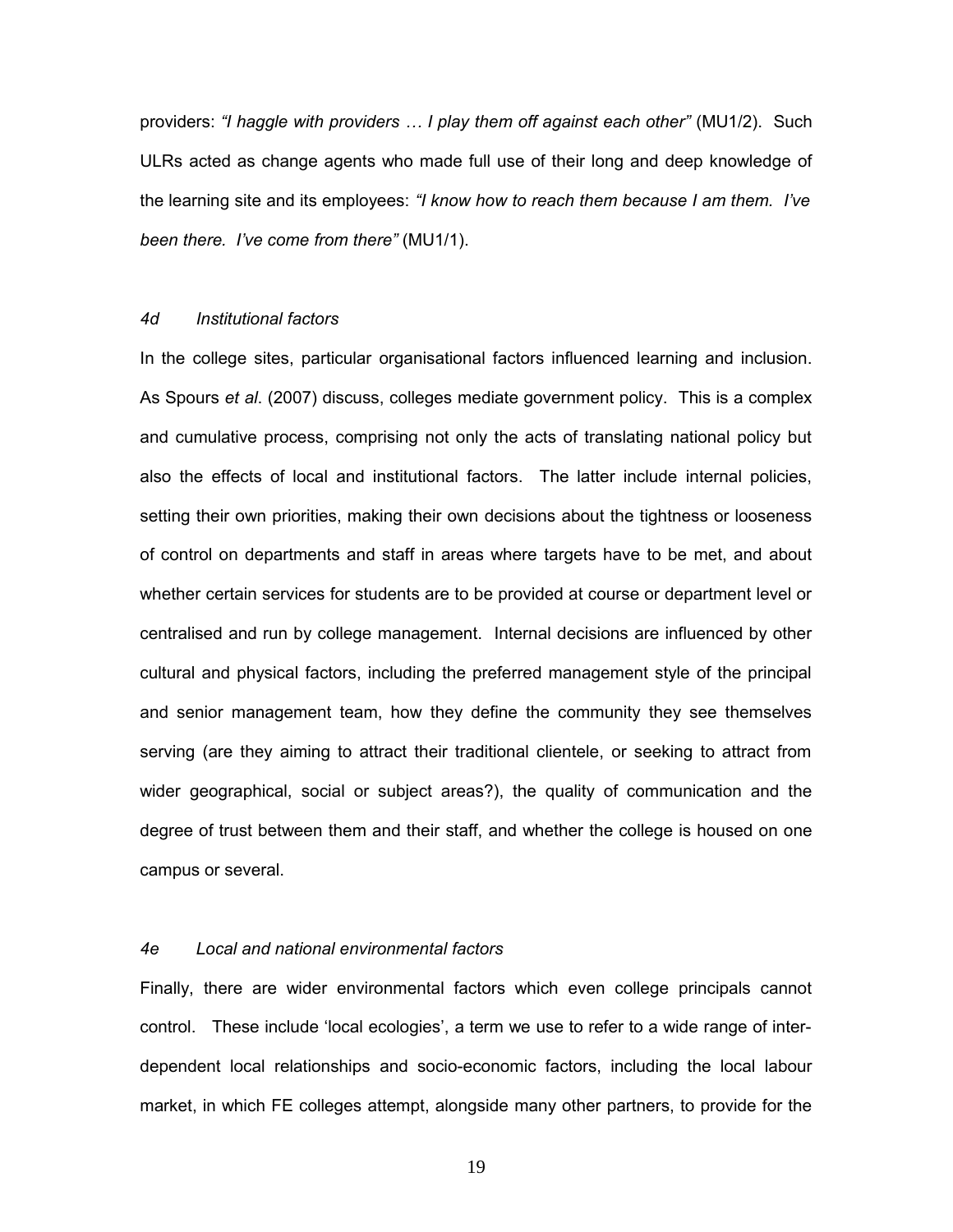providers: *"I haggle with providers … I play them off against each other"* (MU1/2). Such ULRs acted as change agents who made full use of their long and deep knowledge of the learning site and its employees: *"I know how to reach them because I am them. I've been there. I've come from there"* (MU1/1).

### *4d Institutional factors*

In the college sites, particular organisational factors influenced learning and inclusion. As Spours *et al*. (2007) discuss, colleges mediate government policy. This is a complex and cumulative process, comprising not only the acts of translating national policy but also the effects of local and institutional factors. The latter include internal policies, setting their own priorities, making their own decisions about the tightness or looseness of control on departments and staff in areas where targets have to be met, and about whether certain services for students are to be provided at course or department level or centralised and run by college management. Internal decisions are influenced by other cultural and physical factors, including the preferred management style of the principal and senior management team, how they define the community they see themselves serving (are they aiming to attract their traditional clientele, or seeking to attract from wider geographical, social or subject areas?), the quality of communication and the degree of trust between them and their staff, and whether the college is housed on one campus or several.

### *4e Local and national environmental factors*

Finally, there are wider environmental factors which even college principals cannot control. These include 'local ecologies', a term we use to refer to a wide range of inter-dependent local relationships and socio-economic factors, including the local labour market, in which FE colleges attempt, alongside many other partners, to provide for the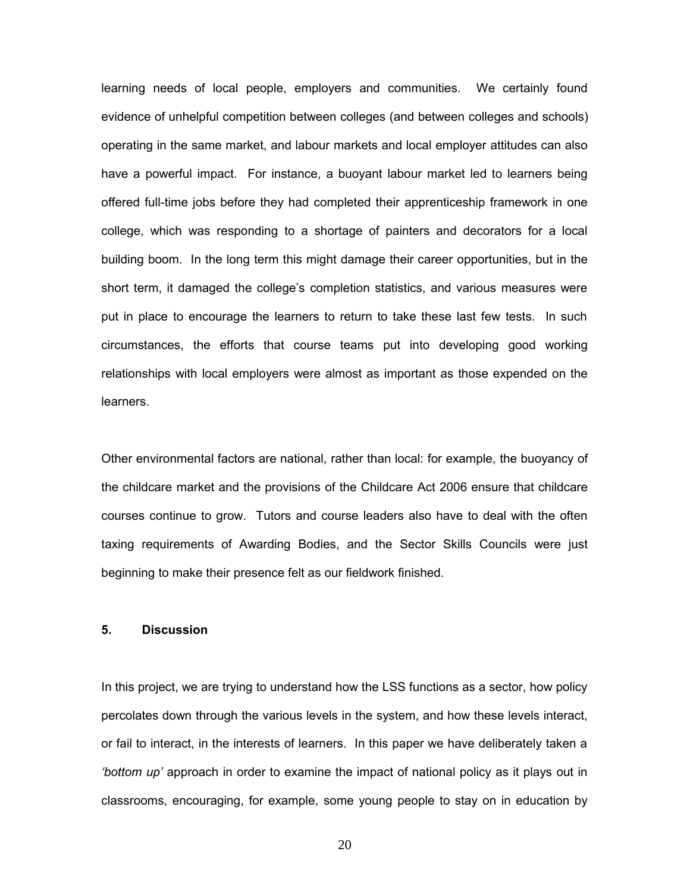learning needs of local people, employers and communities. We certainly found evidence of unhelpful competition between colleges (and between colleges and schools) operating in the same market, and labour markets and local employer attitudes can also have a powerful impact. For instance, a buoyant labour market led to learners being offered full-time jobs before they had completed their apprenticeship framework in one college, which was responding to a shortage of painters and decorators for a local building boom. In the long term this might damage their career opportunities, but in the short term, it damaged the college's completion statistics, and various measures were put in place to encourage the learners to return to take these last few tests. In such circumstances, the efforts that course teams put into developing good working relationships with local employers were almost as important as those expended on the learners.

Other environmental factors are national, rather than local: for example, the buoyancy of the childcare market and the provisions of the Childcare Act 2006 ensure that childcare courses continue to grow. Tutors and course leaders also have to deal with the often taxing requirements of Awarding Bodies, and the Sector Skills Councils were just beginning to make their presence felt as our fieldwork finished.

## 5. Discussion

In this project, we are trying to understand how the LSS functions as a sector, how policy percolates down through the various levels in the system, and how these levels interact, or fail to interact, in the interests of learners. In this paper we have deliberately taken a *'bottom up'* approach in order to examine the impact of national policy as it plays out in classrooms, encouraging, for example, some young people to stay on in education by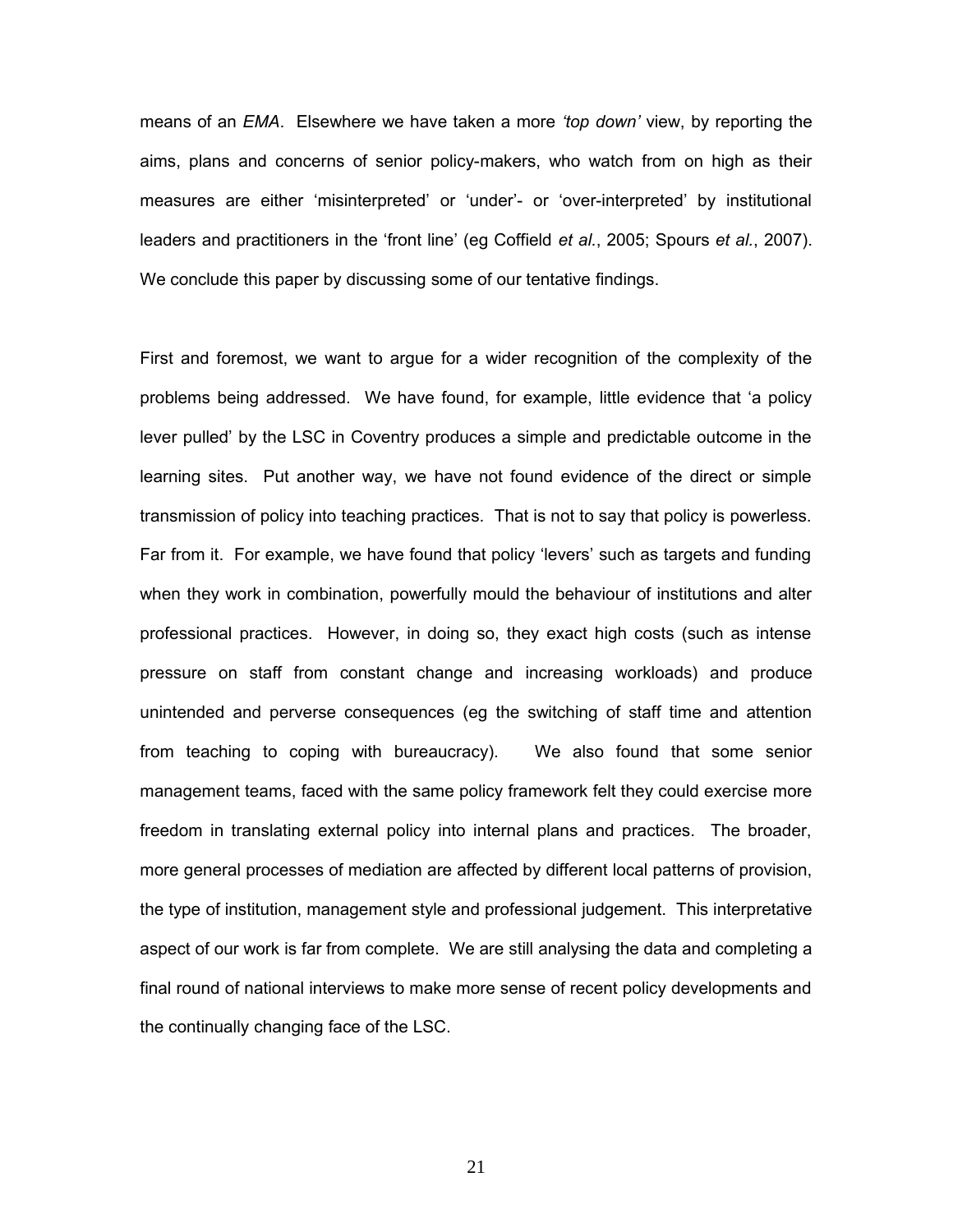means of an *EMA*. Elsewhere we have taken a more *'top down'* view, by reporting the aims, plans and concerns of senior policy-makers, who watch from on high as their measures are either 'misinterpreted' or 'under'- or 'over-interpreted' by institutional leaders and practitioners in the 'front line' (eg Coffield *et al.*, 2005; Spours *et al.*, 2007). We conclude this paper by discussing some of our tentative findings.

First and foremost, we want to argue for a wider recognition of the complexity of the problems being addressed. We have found, for example, little evidence that 'a policy lever pulled' by the LSC in Coventry produces a simple and predictable outcome in the learning sites. Put another way, we have not found evidence of the direct or simple transmission of policy into teaching practices. That is not to say that policy is powerless. Far from it. For example, we have found that policy 'levers' such as targets and funding when they work in combination, powerfully mould the behaviour of institutions and alter professional practices. However, in doing so, they exact high costs (such as intense pressure on staff from constant change and increasing workloads) and produce unintended and perverse consequences (eg the switching of staff time and attention from teaching to coping with bureaucracy). We also found that some senior management teams, faced with the same policy framework felt they could exercise more freedom in translating external policy into internal plans and practices. The broader, more general processes of mediation are affected by different local patterns of provision, the type of institution, management style and professional judgement. This interpretative aspect of our work is far from complete. We are still analysing the data and completing a final round of national interviews to make more sense of recent policy developments and the continually changing face of the LSC.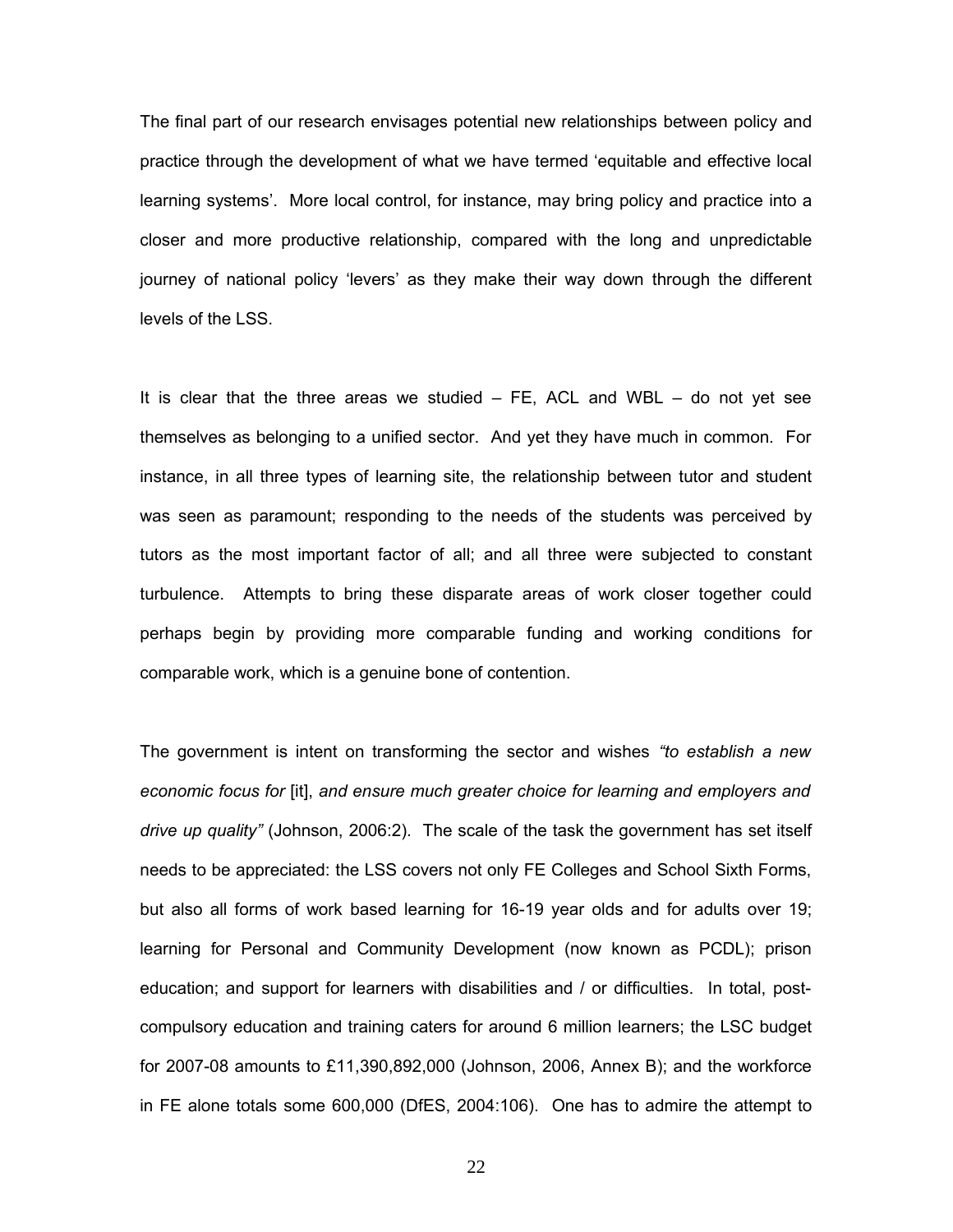The final part of our research envisages potential new relationships between policy and practice through the development of what we have termed 'equitable and effective local learning systems'. More local control, for instance, may bring policy and practice into a closer and more productive relationship, compared with the long and unpredictable journey of national policy 'levers' as they make their way down through the different levels of the LSS.

It is clear that the three areas we studied – FE, ACL and WBL – do not yet see themselves as belonging to a unified sector. And yet they have much in common. For instance, in all three types of learning site, the relationship between tutor and student was seen as paramount; responding to the needs of the students was perceived by tutors as the most important factor of all; and all three were subjected to constant turbulence. Attempts to bring these disparate areas of work closer together could perhaps begin by providing more comparable funding and working conditions for comparable work, which is a genuine bone of contention.

The government is intent on transforming the sector and wishes *"to establish a new economic focus for* [it], *and ensure much greater choice for learning and employers and drive up quality"* (Johnson, 2006:2). The scale of the task the government has set itself needs to be appreciated: the LSS covers not only FE Colleges and School Sixth Forms, but also all forms of work based learning for 16-19 year olds and for adults over 19; learning for Personal and Community Development (now known as PCDL); prison education; and support for learners with disabilities and / or difficulties. In total, post-compulsory education and training caters for around 6 million learners; the LSC budget for 2007-08 amounts to £11,390,892,000 (Johnson, 2006, Annex B); and the workforce in FE alone totals some 600,000 (DfES, 2004:106). One has to admire the attempt to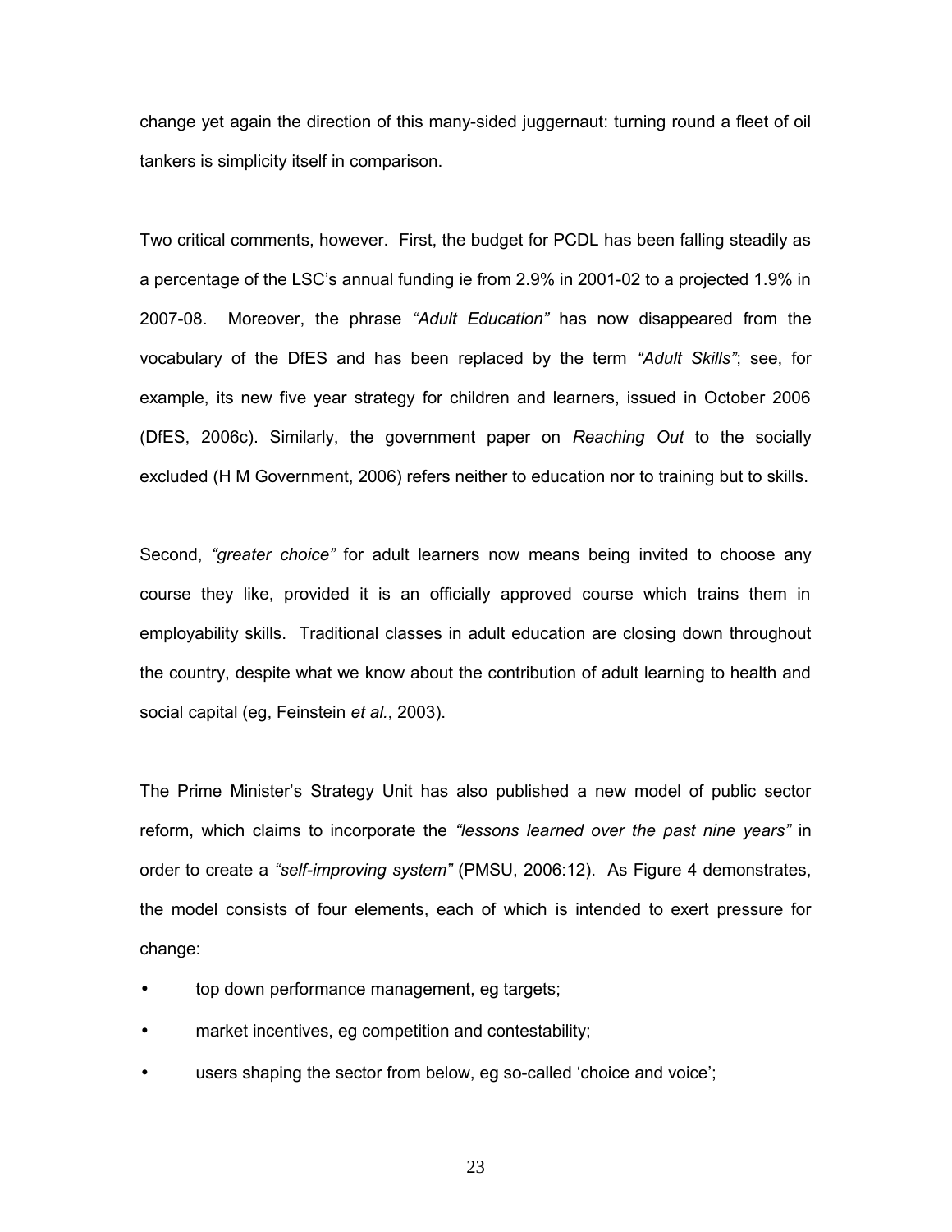change yet again the direction of this many-sided juggernaut: turning round a fleet of oil tankers is simplicity itself in comparison.

Two critical comments, however. First, the budget for PCDL has been falling steadily as a percentage of the LSC's annual funding ie from 2.9% in 2001-02 to a projected 1.9% in 2007-08. Moreover, the phrase *"Adult Education"* has now disappeared from the vocabulary of the DfES and has been replaced by the term *"Adult Skills"*; see, for example, its new five year strategy for children and learners, issued in October 2006 (DfES, 2006c). Similarly, the government paper on *Reaching Out* to the socially excluded (H M Government, 2006) refers neither to education nor to training but to skills.

Second, *"greater choice"* for adult learners now means being invited to choose any course they like, provided it is an officially approved course which trains them in employability skills. Traditional classes in adult education are closing down throughout the country, despite what we know about the contribution of adult learning to health and social capital (eg, Feinstein *et al.*, 2003).

The Prime Minister's Strategy Unit has also published a new model of public sector reform, which claims to incorporate the *"lessons learned over the past nine years"* in order to create a *"self-improving system"* (PMSU, 2006:12). As Figure 4 demonstrates, the model consists of four elements, each of which is intended to exert pressure for change:

- top down performance management, eg targets;
- market incentives, eg competition and contestability;
- users shaping the sector from below, eg so-called 'choice and voice';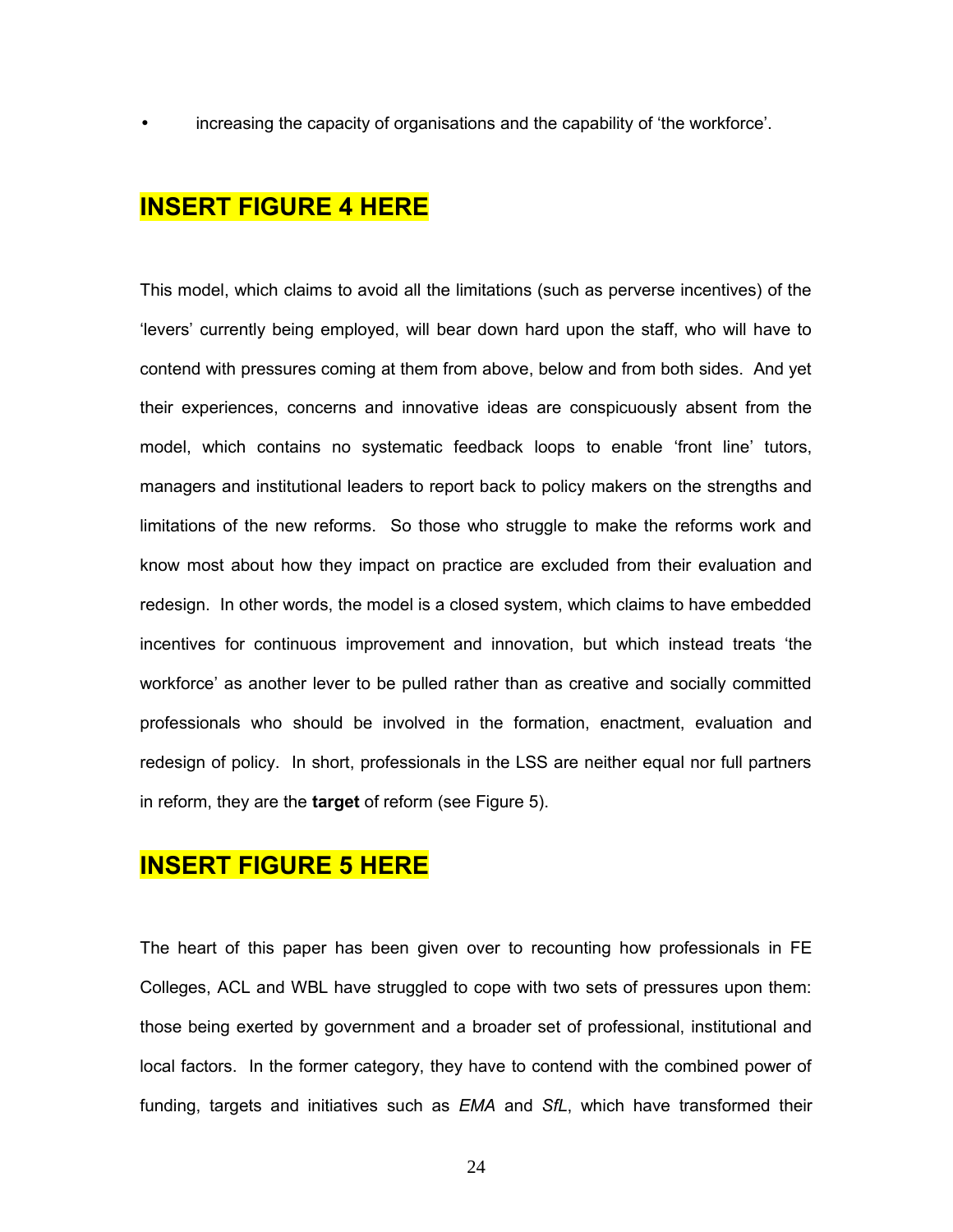- increasing the capacity of organisations and the capability of 'the workforce'.

## INSERT FIGURE 4 HERE

This model, which claims to avoid all the limitations (such as perverse incentives) of the 'levers' currently being employed, will bear down hard upon the staff, who will have to contend with pressures coming at them from above, below and from both sides. And yet their experiences, concerns and innovative ideas are conspicuously absent from the model, which contains no systematic feedback loops to enable 'front line' tutors, managers and institutional leaders to report back to policy makers on the strengths and limitations of the new reforms. So those who struggle to make the reforms work and know most about how they impact on practice are excluded from their evaluation and redesign. In other words, the model is a closed system, which claims to have embedded incentives for continuous improvement and innovation, but which instead treats 'the workforce' as another lever to be pulled rather than as creative and socially committed professionals who should be involved in the formation, enactment, evaluation and redesign of policy. In short, professionals in the LSS are neither equal nor full partners in reform, they are the **target** of reform (see Figure 5).

## INSERT FIGURE 5 HERE

The heart of this paper has been given over to recounting how professionals in FE Colleges, ACL and WBL have struggled to cope with two sets of pressures upon them: those being exerted by government and a broader set of professional, institutional and local factors. In the former category, they have to contend with the combined power of funding, targets and initiatives such as *EMA* and *SfL*, which have transformed their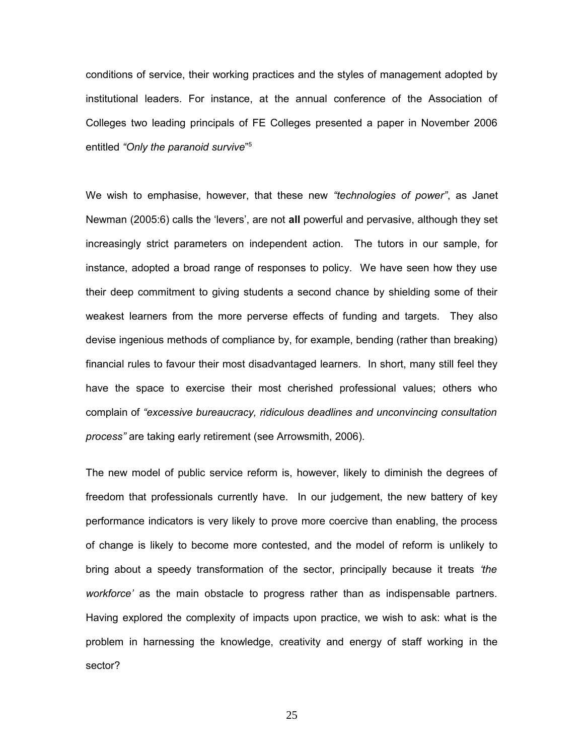conditions of service, their working practices and the styles of management adopted by institutional leaders. For instance, at the annual conference of the Association of Colleges two leading principals of FE Colleges presented a paper in November 2006 entitled *"Only the paranoid survive*"[5]

We wish to emphasise, however, that these new *"technologies of power"*, as Janet Newman (2005:6) calls the 'levers', are not **all** powerful and pervasive, although they set increasingly strict parameters on independent action. The tutors in our sample, for instance, adopted a broad range of responses to policy. We have seen how they use their deep commitment to giving students a second chance by shielding some of their weakest learners from the more perverse effects of funding and targets. They also devise ingenious methods of compliance by, for example, bending (rather than breaking) financial rules to favour their most disadvantaged learners. In short, many still feel they have the space to exercise their most cherished professional values; others who complain of *"excessive bureaucracy, ridiculous deadlines and unconvincing consultation process"* are taking early retirement (see Arrowsmith, 2006).

The new model of public service reform is, however, likely to diminish the degrees of freedom that professionals currently have. In our judgement, the new battery of key performance indicators is very likely to prove more coercive than enabling, the process of change is likely to become more contested, and the model of reform is unlikely to bring about a speedy transformation of the sector, principally because it treats *'the workforce'* as the main obstacle to progress rather than as indispensable partners. Having explored the complexity of impacts upon practice, we wish to ask: what is the problem in harnessing the knowledge, creativity and energy of staff working in the sector?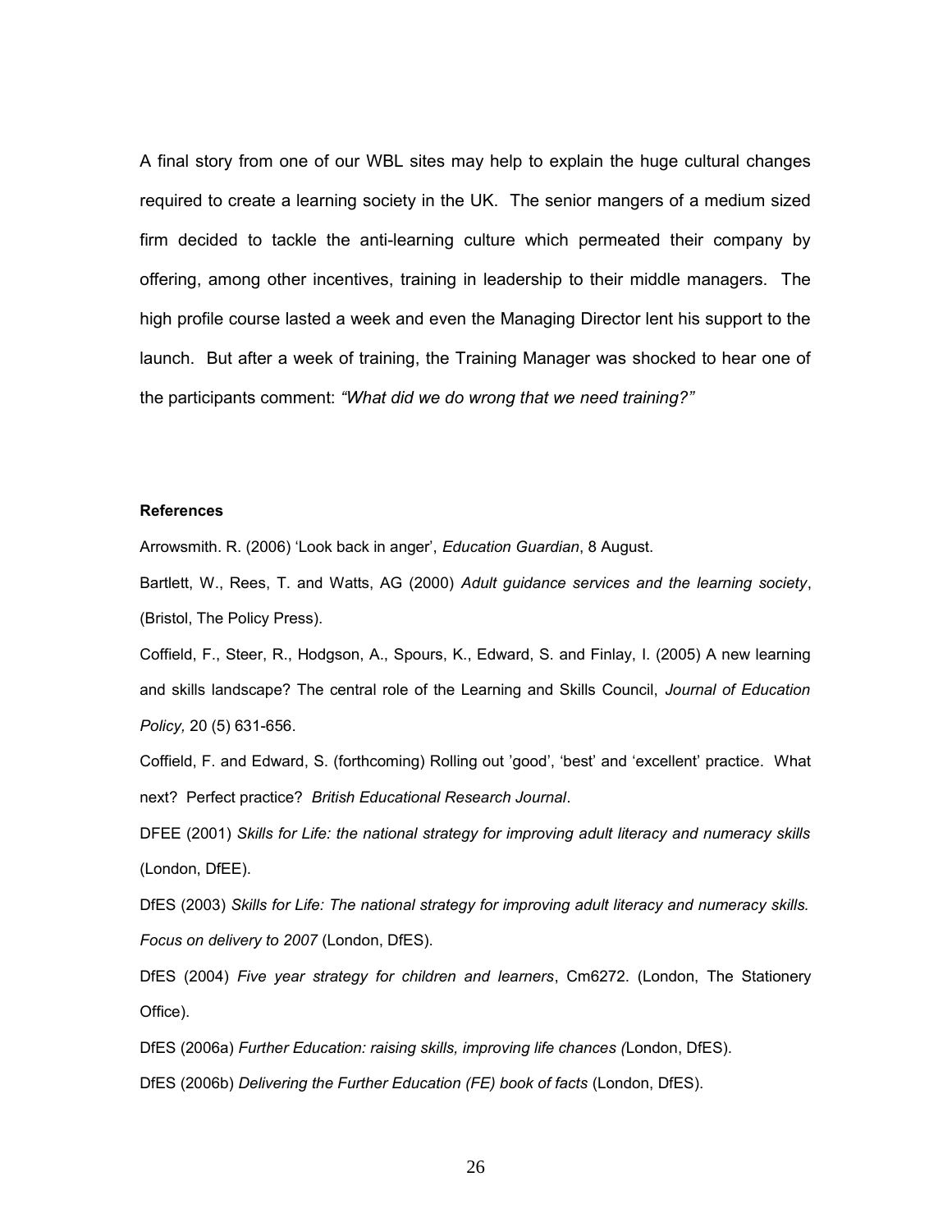A final story from one of our WBL sites may help to explain the huge cultural changes required to create a learning society in the UK. The senior mangers of a medium sized firm decided to tackle the anti-learning culture which permeated their company by offering, among other incentives, training in leadership to their middle managers. The high profile course lasted a week and even the Managing Director lent his support to the launch. But after a week of training, the Training Manager was shocked to hear one of the participants comment: *"What did we do wrong that we need training?"*

**References**

Arrowsmith. R. (2006) 'Look back in anger', *Education Guardian*, 8 August.

Bartlett, W., Rees, T. and Watts, AG (2000) *Adult guidance services and the learning society*, (Bristol, The Policy Press).

Coffield, F., Steer, R., Hodgson, A., Spours, K., Edward, S. and Finlay, I. (2005) A new learning and skills landscape? The central role of the Learning and Skills Council, *Journal of Education Policy,* 20 (5) 631-656.

Coffield, F. and Edward, S. (forthcoming) Rolling out 'good', 'best' and 'excellent' practice. What next? Perfect practice? *British Educational Research Journal*.

DFEE (2001) *Skills for Life: the national strategy for improving adult literacy and numeracy skills* (London, DfEE).

DfES (2003) *Skills for Life: The national strategy for improving adult literacy and numeracy skills. Focus on delivery to 2007* (London, DfES).

DfES (2004) *Five year strategy for children and learners*, Cm6272. (London, The Stationery Office).

DfES (2006a) *Further Education: raising skills, improving life chances (*London, DfES).

DfES (2006b) *Delivering the Further Education (FE) book of facts* (London, DfES).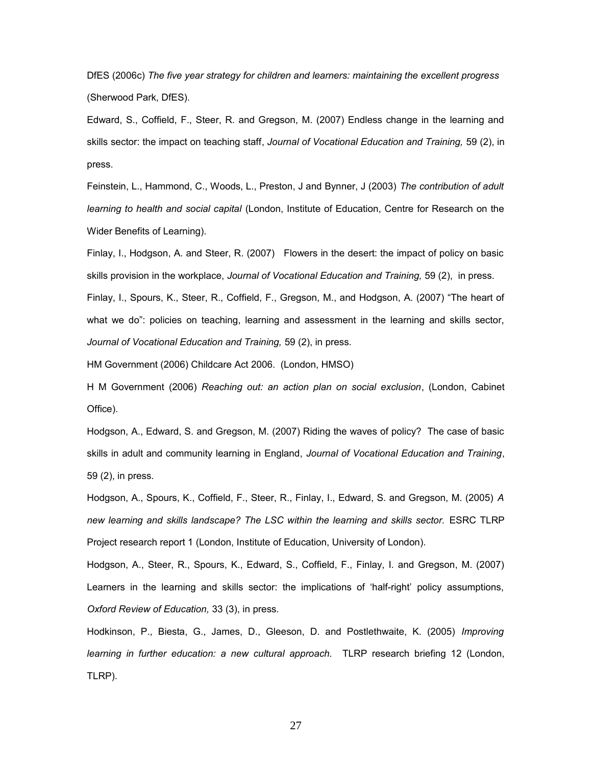DfES (2006c) *The five year strategy for children and learners: maintaining the excellent progress* (Sherwood Park, DfES).

Edward, S., Coffield, F., Steer, R. and Gregson, M. (2007) Endless change in the learning and skills sector: the impact on teaching staff, *Journal of Vocational Education and Training,* 59 (2), in press.

Feinstein, L., Hammond, C., Woods, L., Preston, J and Bynner, J (2003) *The contribution of adult learning to health and social capital* (London, Institute of Education, Centre for Research on the Wider Benefits of Learning).

Finlay, I., Hodgson, A. and Steer, R. (2007) Flowers in the desert: the impact of policy on basic skills provision in the workplace, *Journal of Vocational Education and Training,* 59 (2), in press.

Finlay, I., Spours, K., Steer, R., Coffield, F., Gregson, M., and Hodgson, A. (2007) "The heart of what we do": policies on teaching, learning and assessment in the learning and skills sector, *Journal of Vocational Education and Training,* 59 (2), in press.

HM Government (2006) Childcare Act 2006. (London, HMSO)

H M Government (2006) *Reaching out: an action plan on social exclusion*, (London, Cabinet Office).

Hodgson, A., Edward, S. and Gregson, M. (2007) Riding the waves of policy? The case of basic skills in adult and community learning in England, *Journal of Vocational Education and Training*, 59 (2), in press.

Hodgson, A., Spours, K., Coffield, F., Steer, R., Finlay, I., Edward, S. and Gregson, M. (2005) *A new learning and skills landscape? The LSC within the learning and skills sector.* ESRC TLRP Project research report 1 (London, Institute of Education, University of London).

Hodgson, A., Steer, R., Spours, K., Edward, S., Coffield, F., Finlay, I. and Gregson, M. (2007) Learners in the learning and skills sector: the implications of 'half-right' policy assumptions, *Oxford Review of Education,* 33 (3), in press.

Hodkinson, P., Biesta, G., James, D., Gleeson, D. and Postlethwaite, K. (2005) *Improving learning in further education: a new cultural approach.* TLRP research briefing 12 (London, TLRP).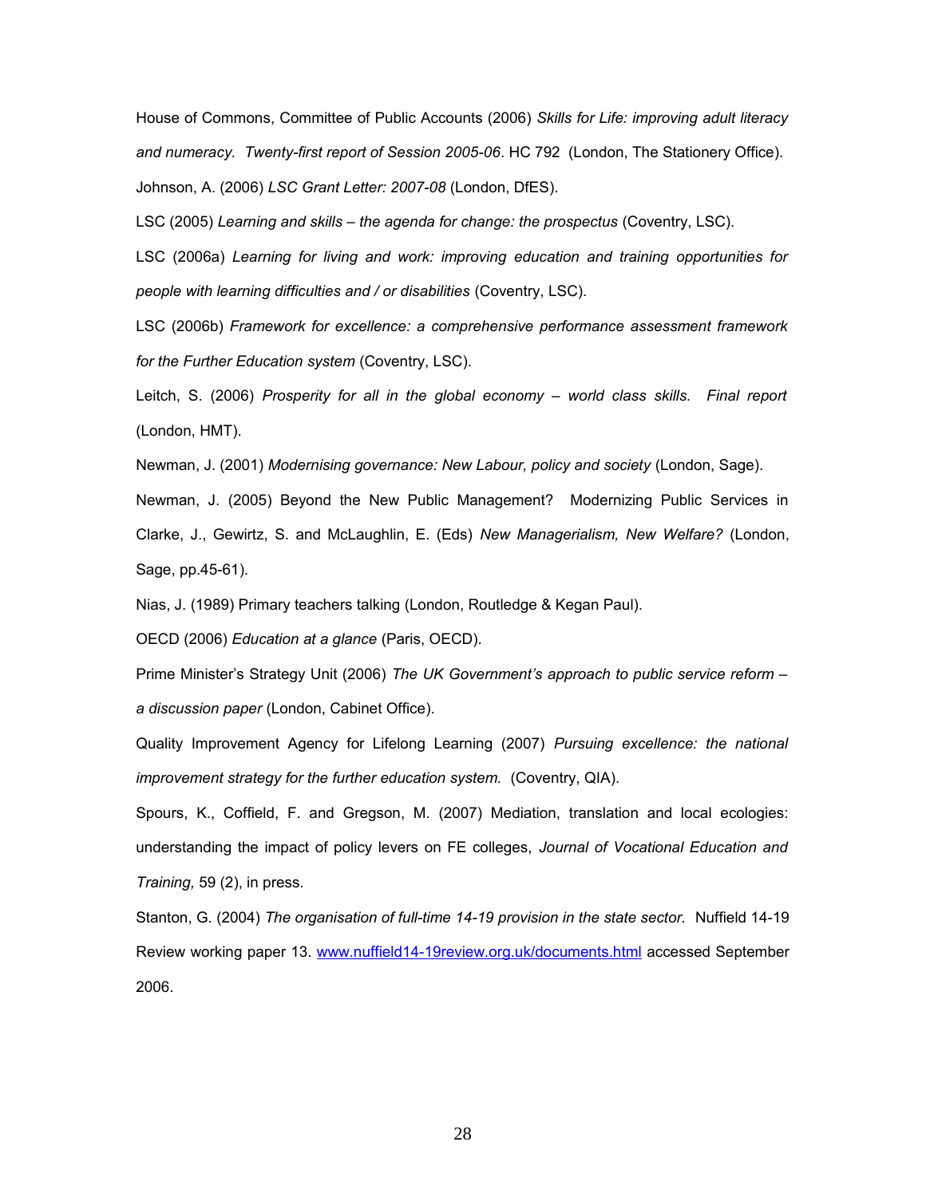House of Commons, Committee of Public Accounts (2006) *Skills for Life: improving adult literacy and numeracy. Twenty-first report of Session 2005-06*. HC 792 (London, The Stationery Office).

Johnson, A. (2006) *LSC Grant Letter: 2007-08* (London, DfES).

LSC (2005) *Learning and skills – the agenda for change: the prospectus* (Coventry, LSC).

LSC (2006a) *Learning for living and work: improving education and training opportunities for people with learning difficulties and / or disabilities* (Coventry, LSC).

LSC (2006b) *Framework for excellence: a comprehensive performance assessment framework for the Further Education system* (Coventry, LSC).

Leitch, S. (2006) *Prosperity for all in the global economy – world class skills. Final report* (London, HMT).

Newman, J. (2001) *Modernising governance: New Labour, policy and society* (London, Sage).

Newman, J. (2005) Beyond the New Public Management? Modernizing Public Services in Clarke, J., Gewirtz, S. and McLaughlin, E. (Eds) *New Managerialism, New Welfare?* (London, Sage, pp.45-61).

Nias, J. (1989) Primary teachers talking (London, Routledge & Kegan Paul).

OECD (2006) *Education at a glance* (Paris, OECD).

Prime Minister's Strategy Unit (2006) *The UK Government's approach to public service reform – a discussion paper* (London, Cabinet Office).

Quality Improvement Agency for Lifelong Learning (2007) *Pursuing excellence: the national improvement strategy for the further education system.* (Coventry, QIA).

Spours, K., Coffield, F. and Gregson, M. (2007) Mediation, translation and local ecologies: understanding the impact of policy levers on FE colleges, *Journal of Vocational Education and Training,* 59 (2), in press.

Stanton, G. (2004) *The organisation of full-time 14-19 provision in the state sector.* Nuffield 14-19 Review working paper 13. www.nuffield14-19review.org.uk/documents.html accessed September 2006.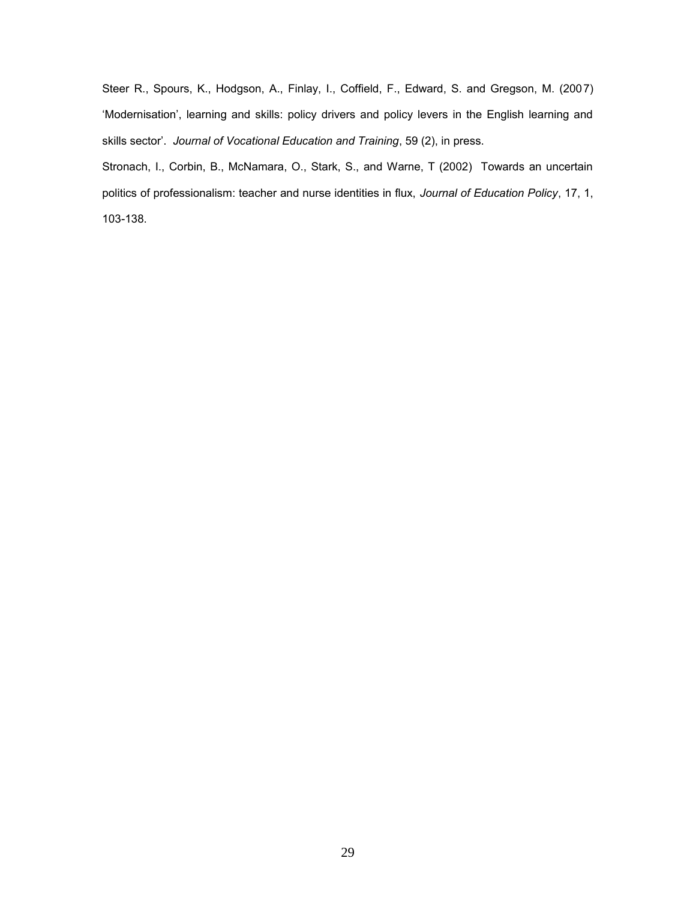Steer R., Spours, K., Hodgson, A., Finlay, I., Coffield, F., Edward, S. and Gregson, M. (2007) 'Modernisation', learning and skills: policy drivers and policy levers in the English learning and skills sector'. *Journal of Vocational Education and Training*, 59 (2), in press.

Stronach, I., Corbin, B., McNamara, O., Stark, S., and Warne, T (2002) Towards an uncertain politics of professionalism: teacher and nurse identities in flux, *Journal of Education Policy*, 17, 1, 103-138.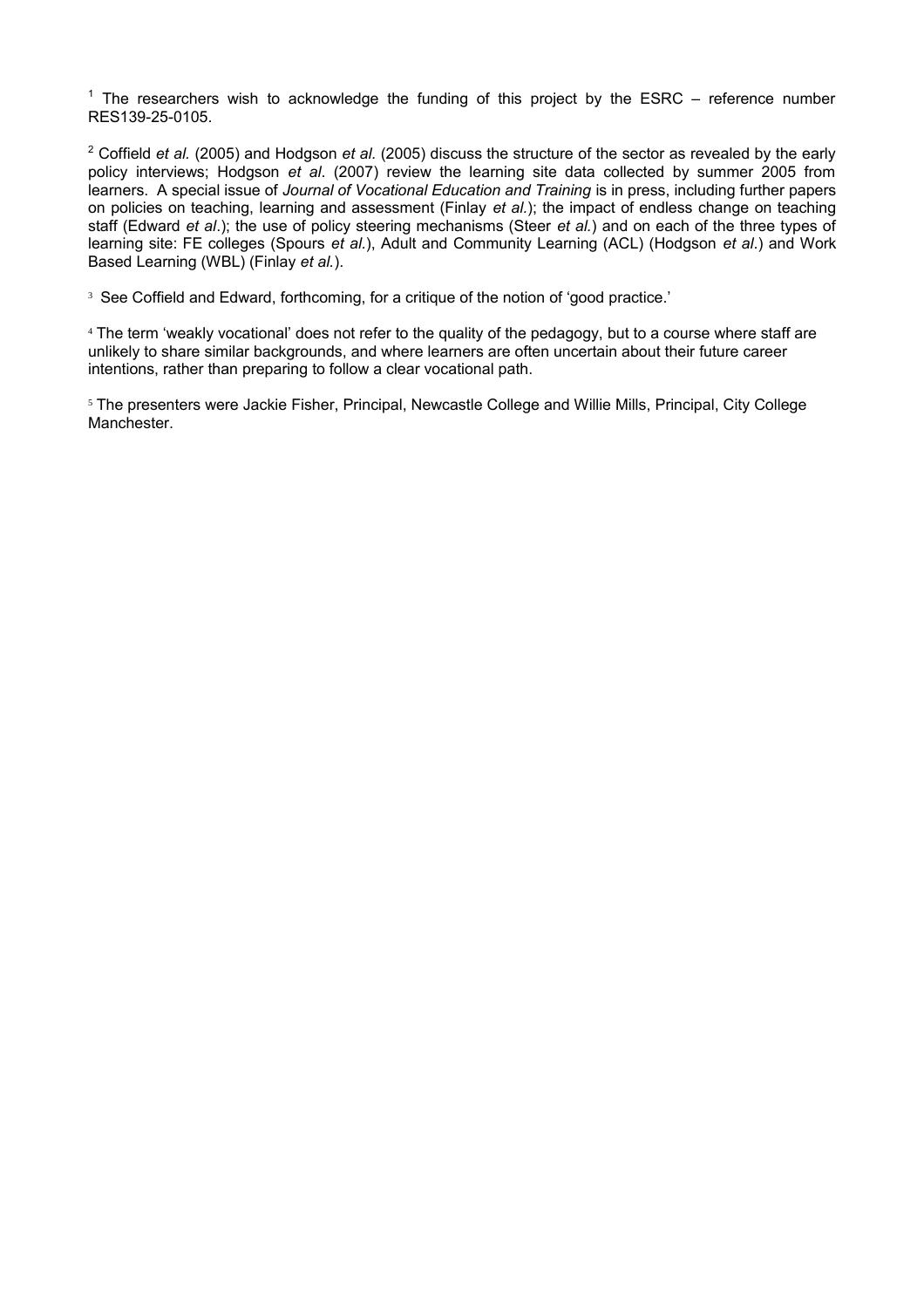[1] The researchers wish to acknowledge the funding of this project by the ESRC – reference number RES139-25-0105.

[2] Coffield *et al.* (2005) and Hodgson *et al.* (2005) discuss the structure of the sector as revealed by the early policy interviews; Hodgson *et al*. (2007) review the learning site data collected by summer 2005 from learners. A special issue of *Journal of Vocational Education and Training* is in press, including further papers on policies on teaching, learning and assessment (Finlay *et al.*); the impact of endless change on teaching staff (Edward *et al*.); the use of policy steering mechanisms (Steer *et al.*) and on each of the three types of learning site: FE colleges (Spours *et al.*), Adult and Community Learning (ACL) (Hodgson *et al*.) and Work Based Learning (WBL) (Finlay *et al.*).

[3] See Coffield and Edward, forthcoming, for a critique of the notion of 'good practice.'

[4] The term 'weakly vocational' does not refer to the quality of the pedagogy, but to a course where staff are unlikely to share similar backgrounds, and where learners are often uncertain about their future career intentions, rather than preparing to follow a clear vocational path.

[5] The presenters were Jackie Fisher, Principal, Newcastle College and Willie Mills, Principal, City College Manchester.